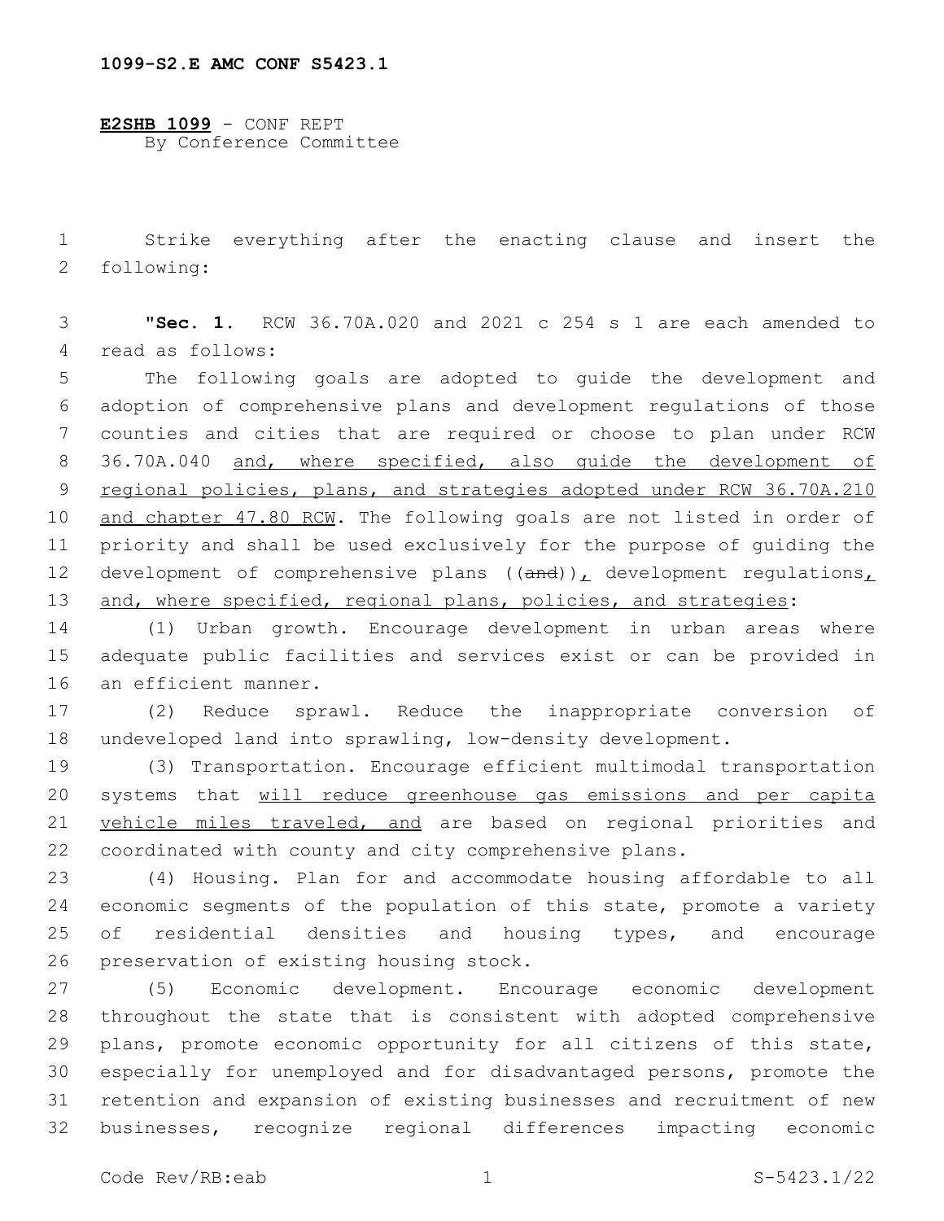1099-S2.E AMC CONF S5423.1

**E2SHB 1099** - CONF REPT
By Conference Committee

Strike everything after the enacting clause and insert the following:

"**Sec. 1.** RCW 36.70A.020 and 2021 c 254 s 1 are each amended to read as follows:

The following goals are adopted to guide the development and adoption of comprehensive plans and development regulations of those counties and cities that are required or choose to plan under RCW 36.70A.040 <u>and, where specified, also guide the development of regional policies, plans, and strategies adopted under RCW 36.70A.210 and chapter 47.80 RCW</u>. The following goals are not listed in order of priority and shall be used exclusively for the purpose of guiding the development of comprehensive plans ((~~and~~))<u>,</u> development regulations<u>, and, where specified, regional plans, policies, and strategies</u>:

(1) Urban growth. Encourage development in urban areas where adequate public facilities and services exist or can be provided in an efficient manner.

(2) Reduce sprawl. Reduce the inappropriate conversion of undeveloped land into sprawling, low-density development.

(3) Transportation. Encourage efficient multimodal transportation systems that <u>will reduce greenhouse gas emissions and per capita vehicle miles traveled, and</u> are based on regional priorities and coordinated with county and city comprehensive plans.

(4) Housing. Plan for and accommodate housing affordable to all economic segments of the population of this state, promote a variety of residential densities and housing types, and encourage preservation of existing housing stock.

(5) Economic development. Encourage economic development throughout the state that is consistent with adopted comprehensive plans, promote economic opportunity for all citizens of this state, especially for unemployed and for disadvantaged persons, promote the retention and expansion of existing businesses and recruitment of new businesses, recognize regional differences impacting economic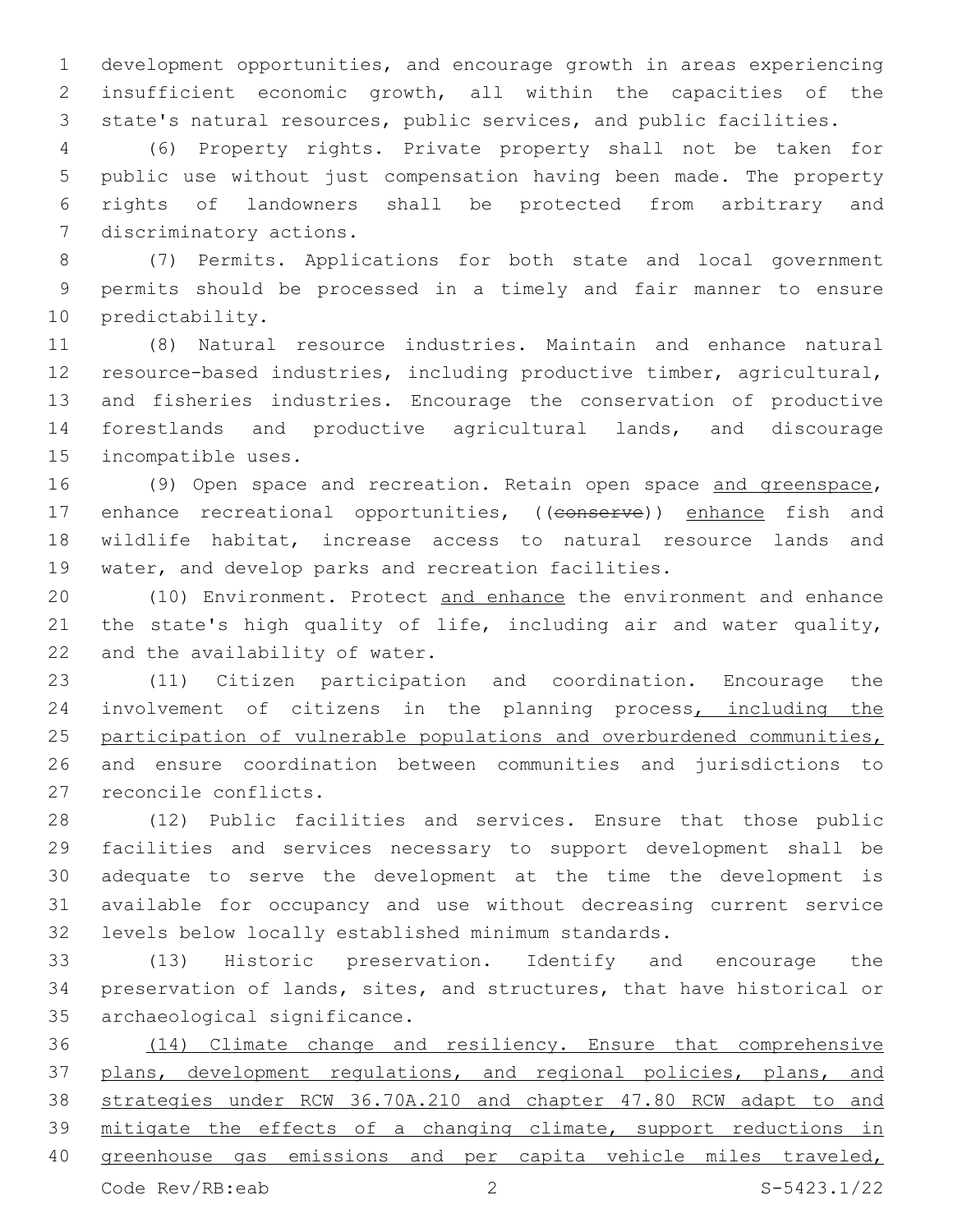development opportunities, and encourage growth in areas experiencing insufficient economic growth, all within the capacities of the state's natural resources, public services, and public facilities.

(6) Property rights. Private property shall not be taken for public use without just compensation having been made. The property rights of landowners shall be protected from arbitrary and discriminatory actions.

(7) Permits. Applications for both state and local government permits should be processed in a timely and fair manner to ensure predictability.

(8) Natural resource industries. Maintain and enhance natural resource-based industries, including productive timber, agricultural, and fisheries industries. Encourage the conservation of productive forestlands and productive agricultural lands, and discourage incompatible uses.

(9) Open space and recreation. Retain open space <u>and greenspace</u>, enhance recreational opportunities, ((~~conserve~~)) <u>enhance</u> fish and wildlife habitat, increase access to natural resource lands and water, and develop parks and recreation facilities.

(10) Environment. Protect <u>and enhance</u> the environment and enhance the state's high quality of life, including air and water quality, and the availability of water.

(11) Citizen participation and coordination. Encourage the involvement of citizens in the planning process<u>, including the participation of vulnerable populations and overburdened communities,</u> and ensure coordination between communities and jurisdictions to reconcile conflicts.

(12) Public facilities and services. Ensure that those public facilities and services necessary to support development shall be adequate to serve the development at the time the development is available for occupancy and use without decreasing current service levels below locally established minimum standards.

(13) Historic preservation. Identify and encourage the preservation of lands, sites, and structures, that have historical or archaeological significance.

<u>(14) Climate change and resiliency. Ensure that comprehensive plans, development regulations, and regional policies, plans, and strategies under RCW 36.70A.210 and chapter 47.80 RCW adapt to and mitigate the effects of a changing climate, support reductions in greenhouse gas emissions and per capita vehicle miles traveled,</u>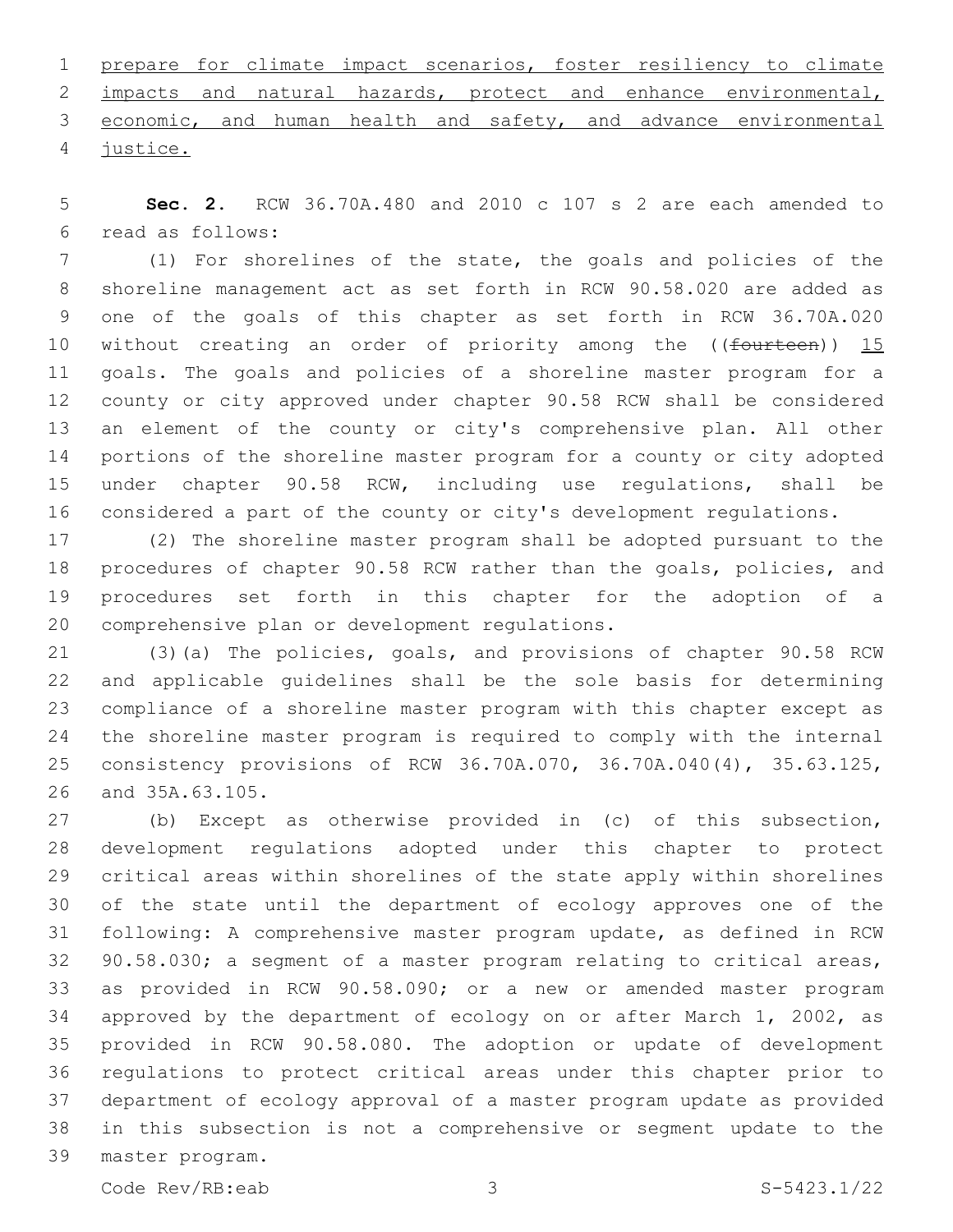prepare for climate impact scenarios, foster resiliency to climate impacts and natural hazards, protect and enhance environmental, economic, and human health and safety, and advance environmental justice.

**Sec. 2.** RCW 36.70A.480 and 2010 c 107 s 2 are each amended to read as follows:

(1) For shorelines of the state, the goals and policies of the shoreline management act as set forth in RCW 90.58.020 are added as one of the goals of this chapter as set forth in RCW 36.70A.020 without creating an order of priority among the ((~~fourteen~~)) 15 goals. The goals and policies of a shoreline master program for a county or city approved under chapter 90.58 RCW shall be considered an element of the county or city's comprehensive plan. All other portions of the shoreline master program for a county or city adopted under chapter 90.58 RCW, including use regulations, shall be considered a part of the county or city's development regulations.

(2) The shoreline master program shall be adopted pursuant to the procedures of chapter 90.58 RCW rather than the goals, policies, and procedures set forth in this chapter for the adoption of a comprehensive plan or development regulations.

(3)(a) The policies, goals, and provisions of chapter 90.58 RCW and applicable guidelines shall be the sole basis for determining compliance of a shoreline master program with this chapter except as the shoreline master program is required to comply with the internal consistency provisions of RCW 36.70A.070, 36.70A.040(4), 35.63.125, and 35A.63.105.

(b) Except as otherwise provided in (c) of this subsection, development regulations adopted under this chapter to protect critical areas within shorelines of the state apply within shorelines of the state until the department of ecology approves one of the following: A comprehensive master program update, as defined in RCW 90.58.030; a segment of a master program relating to critical areas, as provided in RCW 90.58.090; or a new or amended master program approved by the department of ecology on or after March 1, 2002, as provided in RCW 90.58.080. The adoption or update of development regulations to protect critical areas under this chapter prior to department of ecology approval of a master program update as provided in this subsection is not a comprehensive or segment update to the master program.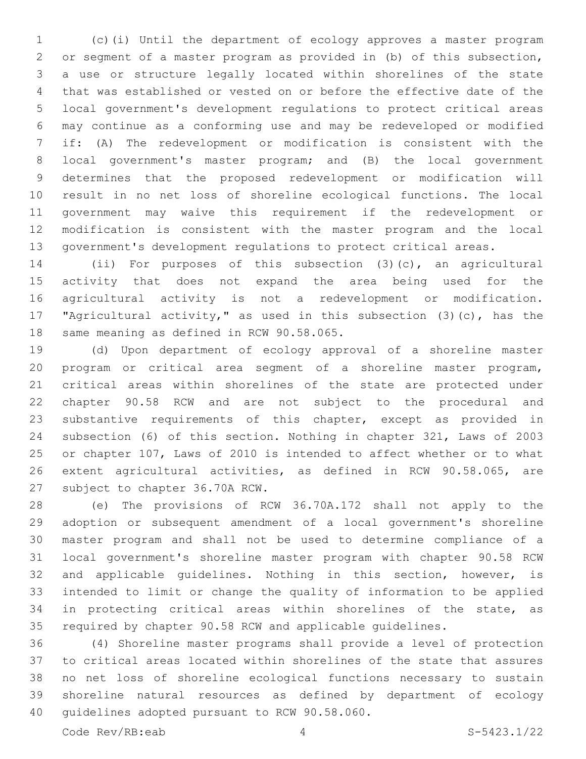(c)(i) Until the department of ecology approves a master program or segment of a master program as provided in (b) of this subsection, a use or structure legally located within shorelines of the state that was established or vested on or before the effective date of the local government's development regulations to protect critical areas may continue as a conforming use and may be redeveloped or modified if: (A) The redevelopment or modification is consistent with the local government's master program; and (B) the local government determines that the proposed redevelopment or modification will result in no net loss of shoreline ecological functions. The local government may waive this requirement if the redevelopment or modification is consistent with the master program and the local government's development regulations to protect critical areas.

(ii) For purposes of this subsection (3)(c), an agricultural activity that does not expand the area being used for the agricultural activity is not a redevelopment or modification. "Agricultural activity," as used in this subsection (3)(c), has the same meaning as defined in RCW 90.58.065.

(d) Upon department of ecology approval of a shoreline master program or critical area segment of a shoreline master program, critical areas within shorelines of the state are protected under chapter 90.58 RCW and are not subject to the procedural and substantive requirements of this chapter, except as provided in subsection (6) of this section. Nothing in chapter 321, Laws of 2003 or chapter 107, Laws of 2010 is intended to affect whether or to what extent agricultural activities, as defined in RCW 90.58.065, are subject to chapter 36.70A RCW.

(e) The provisions of RCW 36.70A.172 shall not apply to the adoption or subsequent amendment of a local government's shoreline master program and shall not be used to determine compliance of a local government's shoreline master program with chapter 90.58 RCW and applicable guidelines. Nothing in this section, however, is intended to limit or change the quality of information to be applied in protecting critical areas within shorelines of the state, as required by chapter 90.58 RCW and applicable guidelines.

(4) Shoreline master programs shall provide a level of protection to critical areas located within shorelines of the state that assures no net loss of shoreline ecological functions necessary to sustain shoreline natural resources as defined by department of ecology guidelines adopted pursuant to RCW 90.58.060.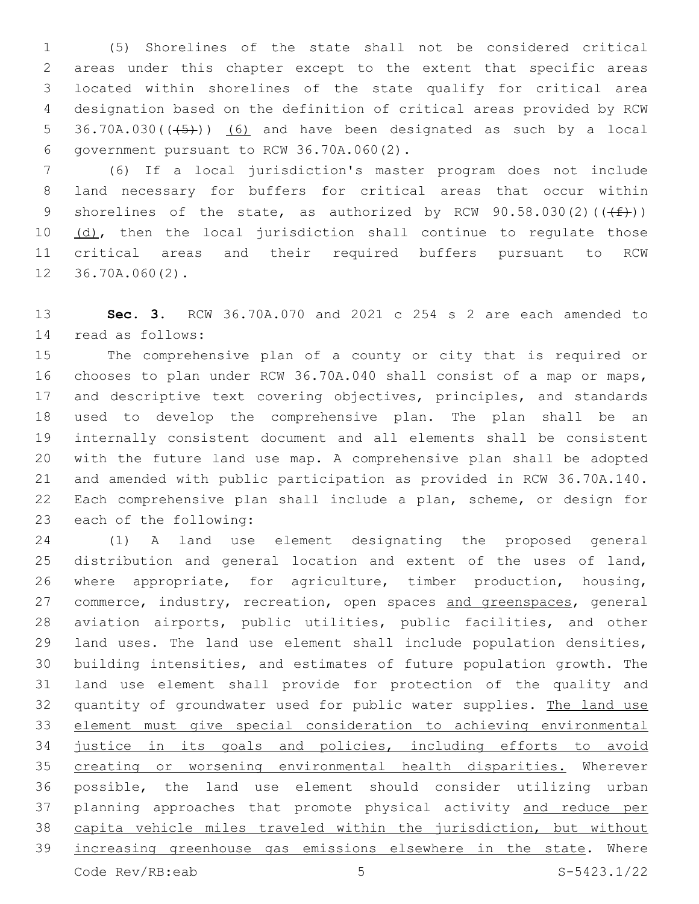(5) Shorelines of the state shall not be considered critical areas under this chapter except to the extent that specific areas located within shorelines of the state qualify for critical area designation based on the definition of critical areas provided by RCW 36.70A.030(((5))) <u>(6)</u> and have been designated as such by a local government pursuant to RCW 36.70A.060(2).

(6) If a local jurisdiction's master program does not include land necessary for buffers for critical areas that occur within shorelines of the state, as authorized by RCW 90.58.030(2)(((f))) <u>(d)</u>, then the local jurisdiction shall continue to regulate those critical areas and their required buffers pursuant to RCW 36.70A.060(2).

**Sec. 3.** RCW 36.70A.070 and 2021 c 254 s 2 are each amended to read as follows:

The comprehensive plan of a county or city that is required or chooses to plan under RCW 36.70A.040 shall consist of a map or maps, and descriptive text covering objectives, principles, and standards used to develop the comprehensive plan. The plan shall be an internally consistent document and all elements shall be consistent with the future land use map. A comprehensive plan shall be adopted and amended with public participation as provided in RCW 36.70A.140. Each comprehensive plan shall include a plan, scheme, or design for each of the following:

(1) A land use element designating the proposed general distribution and general location and extent of the uses of land, where appropriate, for agriculture, timber production, housing, commerce, industry, recreation, open spaces <u>and greenspaces</u>, general aviation airports, public utilities, public facilities, and other land uses. The land use element shall include population densities, building intensities, and estimates of future population growth. The land use element shall provide for protection of the quality and quantity of groundwater used for public water supplies. <u>The land use element must give special consideration to achieving environmental justice in its goals and policies, including efforts to avoid creating or worsening environmental health disparities.</u> Wherever possible, the land use element should consider utilizing urban planning approaches that promote physical activity <u>and reduce per capita vehicle miles traveled within the jurisdiction, but without increasing greenhouse gas emissions elsewhere in the state</u>. Where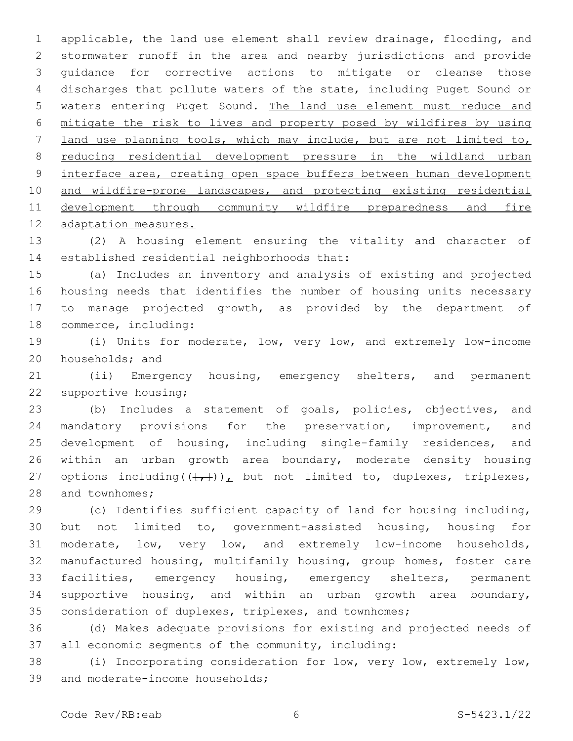applicable, the land use element shall review drainage, flooding, and stormwater runoff in the area and nearby jurisdictions and provide guidance for corrective actions to mitigate or cleanse those discharges that pollute waters of the state, including Puget Sound or waters entering Puget Sound. <u>The land use element must reduce and mitigate the risk to lives and property posed by wildfires by using land use planning tools, which may include, but are not limited to, reducing residential development pressure in the wildland urban interface area, creating open space buffers between human development and wildfire-prone landscapes, and protecting existing residential development through community wildfire preparedness and fire adaptation measures.</u>

(2) A housing element ensuring the vitality and character of established residential neighborhoods that:

(a) Includes an inventory and analysis of existing and projected housing needs that identifies the number of housing units necessary to manage projected growth, as provided by the department of commerce, including:

(i) Units for moderate, low, very low, and extremely low-income households; and

(ii) Emergency housing, emergency shelters, and permanent supportive housing;

(b) Includes a statement of goals, policies, objectives, and mandatory provisions for the preservation, improvement, and development of housing, including single-family residences, and within an urban growth area boundary, moderate density housing options including~~((\[,\]))~~<u>,</u> but not limited to, duplexes, triplexes, and townhomes;

(c) Identifies sufficient capacity of land for housing including, but not limited to, government-assisted housing, housing for moderate, low, very low, and extremely low-income households, manufactured housing, multifamily housing, group homes, foster care facilities, emergency housing, emergency shelters, permanent supportive housing, and within an urban growth area boundary, consideration of duplexes, triplexes, and townhomes;

(d) Makes adequate provisions for existing and projected needs of all economic segments of the community, including:

(i) Incorporating consideration for low, very low, extremely low, and moderate-income households;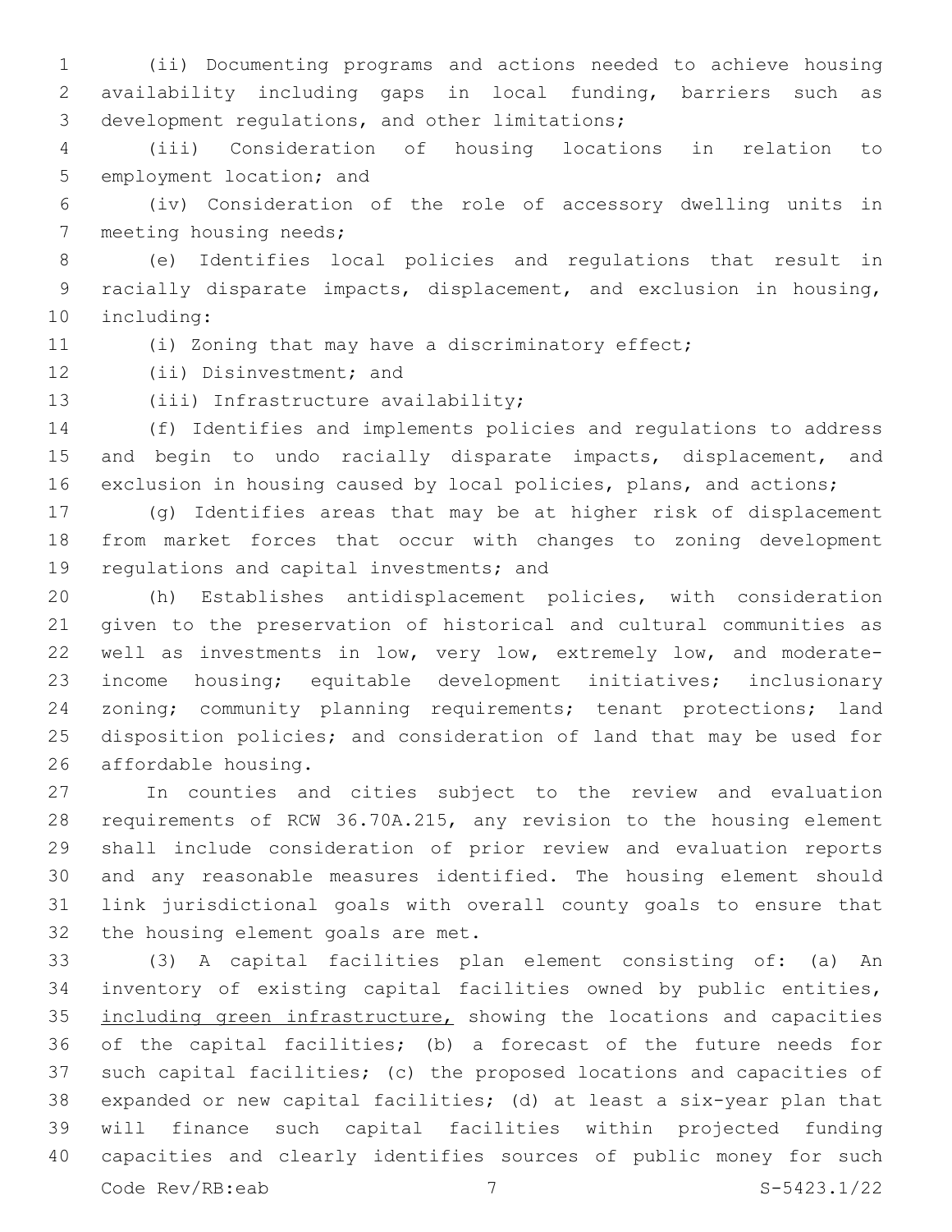(ii) Documenting programs and actions needed to achieve housing availability including gaps in local funding, barriers such as development regulations, and other limitations;

(iii) Consideration of housing locations in relation to employment location; and

(iv) Consideration of the role of accessory dwelling units in meeting housing needs;

(e) Identifies local policies and regulations that result in racially disparate impacts, displacement, and exclusion in housing, including:

(i) Zoning that may have a discriminatory effect;

(ii) Disinvestment; and

(iii) Infrastructure availability;

(f) Identifies and implements policies and regulations to address and begin to undo racially disparate impacts, displacement, and exclusion in housing caused by local policies, plans, and actions;

(g) Identifies areas that may be at higher risk of displacement from market forces that occur with changes to zoning development regulations and capital investments; and

(h) Establishes antidisplacement policies, with consideration given to the preservation of historical and cultural communities as well as investments in low, very low, extremely low, and moderate-income housing; equitable development initiatives; inclusionary zoning; community planning requirements; tenant protections; land disposition policies; and consideration of land that may be used for affordable housing.

In counties and cities subject to the review and evaluation requirements of RCW 36.70A.215, any revision to the housing element shall include consideration of prior review and evaluation reports and any reasonable measures identified. The housing element should link jurisdictional goals with overall county goals to ensure that the housing element goals are met.

(3) A capital facilities plan element consisting of: (a) An inventory of existing capital facilities owned by public entities, <u>including green infrastructure,</u> showing the locations and capacities of the capital facilities; (b) a forecast of the future needs for such capital facilities; (c) the proposed locations and capacities of expanded or new capital facilities; (d) at least a six-year plan that will finance such capital facilities within projected funding capacities and clearly identifies sources of public money for such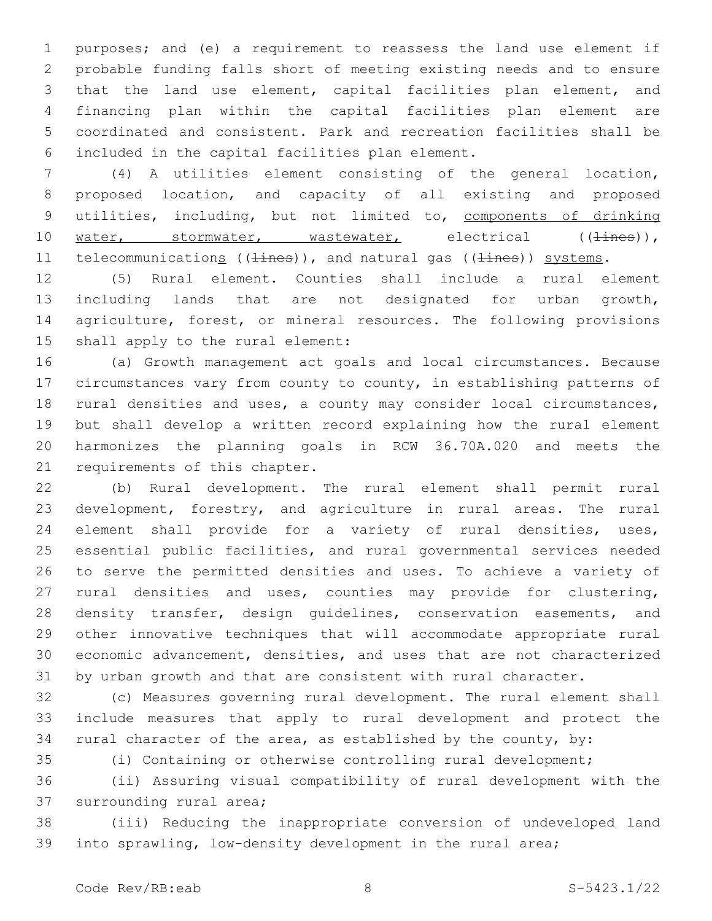purposes; and (e) a requirement to reassess the land use element if probable funding falls short of meeting existing needs and to ensure that the land use element, capital facilities plan element, and financing plan within the capital facilities plan element are coordinated and consistent. Park and recreation facilities shall be included in the capital facilities plan element.

(4) A utilities element consisting of the general location, proposed location, and capacity of all existing and proposed utilities, including, but not limited to, <u>components of drinking water, stormwater, wastewater,</u> electrical ((~~lines~~)), telecommunication<u>s</u> ((~~lines~~)), and natural gas ((~~lines~~)) <u>systems</u>.

(5) Rural element. Counties shall include a rural element including lands that are not designated for urban growth, agriculture, forest, or mineral resources. The following provisions shall apply to the rural element:

(a) Growth management act goals and local circumstances. Because circumstances vary from county to county, in establishing patterns of rural densities and uses, a county may consider local circumstances, but shall develop a written record explaining how the rural element harmonizes the planning goals in RCW 36.70A.020 and meets the requirements of this chapter.

(b) Rural development. The rural element shall permit rural development, forestry, and agriculture in rural areas. The rural element shall provide for a variety of rural densities, uses, essential public facilities, and rural governmental services needed to serve the permitted densities and uses. To achieve a variety of rural densities and uses, counties may provide for clustering, density transfer, design guidelines, conservation easements, and other innovative techniques that will accommodate appropriate rural economic advancement, densities, and uses that are not characterized by urban growth and that are consistent with rural character.

(c) Measures governing rural development. The rural element shall include measures that apply to rural development and protect the rural character of the area, as established by the county, by:

(i) Containing or otherwise controlling rural development;

(ii) Assuring visual compatibility of rural development with the surrounding rural area;

(iii) Reducing the inappropriate conversion of undeveloped land into sprawling, low-density development in the rural area;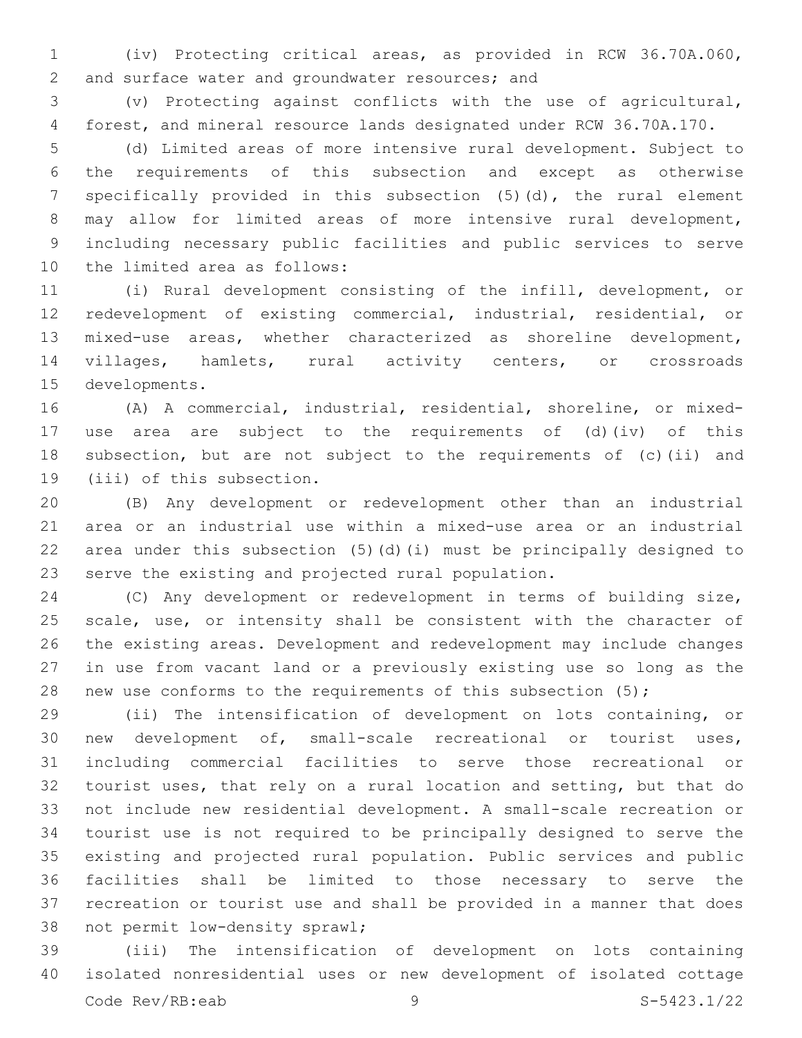(iv) Protecting critical areas, as provided in RCW 36.70A.060, and surface water and groundwater resources; and

(v) Protecting against conflicts with the use of agricultural, forest, and mineral resource lands designated under RCW 36.70A.170.

(d) Limited areas of more intensive rural development. Subject to the requirements of this subsection and except as otherwise specifically provided in this subsection (5)(d), the rural element may allow for limited areas of more intensive rural development, including necessary public facilities and public services to serve the limited area as follows:

(i) Rural development consisting of the infill, development, or redevelopment of existing commercial, industrial, residential, or mixed-use areas, whether characterized as shoreline development, villages, hamlets, rural activity centers, or crossroads developments.

(A) A commercial, industrial, residential, shoreline, or mixed-use area are subject to the requirements of (d)(iv) of this subsection, but are not subject to the requirements of (c)(ii) and (iii) of this subsection.

(B) Any development or redevelopment other than an industrial area or an industrial use within a mixed-use area or an industrial area under this subsection (5)(d)(i) must be principally designed to serve the existing and projected rural population.

(C) Any development or redevelopment in terms of building size, scale, use, or intensity shall be consistent with the character of the existing areas. Development and redevelopment may include changes in use from vacant land or a previously existing use so long as the new use conforms to the requirements of this subsection (5);

(ii) The intensification of development on lots containing, or new development of, small-scale recreational or tourist uses, including commercial facilities to serve those recreational or tourist uses, that rely on a rural location and setting, but that do not include new residential development. A small-scale recreation or tourist use is not required to be principally designed to serve the existing and projected rural population. Public services and public facilities shall be limited to those necessary to serve the recreation or tourist use and shall be provided in a manner that does not permit low-density sprawl;

(iii) The intensification of development on lots containing isolated nonresidential uses or new development of isolated cottage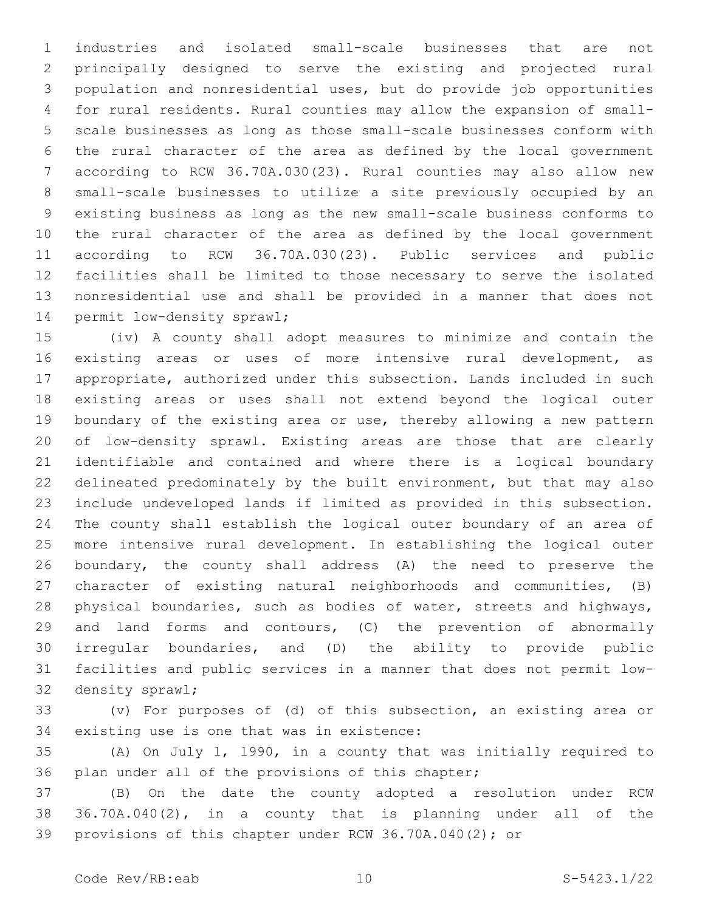industries and isolated small-scale businesses that are not principally designed to serve the existing and projected rural population and nonresidential uses, but do provide job opportunities for rural residents. Rural counties may allow the expansion of small-scale businesses as long as those small-scale businesses conform with the rural character of the area as defined by the local government according to RCW 36.70A.030(23). Rural counties may also allow new small-scale businesses to utilize a site previously occupied by an existing business as long as the new small-scale business conforms to the rural character of the area as defined by the local government according to RCW 36.70A.030(23). Public services and public facilities shall be limited to those necessary to serve the isolated nonresidential use and shall be provided in a manner that does not permit low-density sprawl;

(iv) A county shall adopt measures to minimize and contain the existing areas or uses of more intensive rural development, as appropriate, authorized under this subsection. Lands included in such existing areas or uses shall not extend beyond the logical outer boundary of the existing area or use, thereby allowing a new pattern of low-density sprawl. Existing areas are those that are clearly identifiable and contained and where there is a logical boundary delineated predominately by the built environment, but that may also include undeveloped lands if limited as provided in this subsection. The county shall establish the logical outer boundary of an area of more intensive rural development. In establishing the logical outer boundary, the county shall address (A) the need to preserve the character of existing natural neighborhoods and communities, (B) physical boundaries, such as bodies of water, streets and highways, and land forms and contours, (C) the prevention of abnormally irregular boundaries, and (D) the ability to provide public facilities and public services in a manner that does not permit low-density sprawl;

(v) For purposes of (d) of this subsection, an existing area or existing use is one that was in existence:

(A) On July 1, 1990, in a county that was initially required to plan under all of the provisions of this chapter;

(B) On the date the county adopted a resolution under RCW 36.70A.040(2), in a county that is planning under all of the provisions of this chapter under RCW 36.70A.040(2); or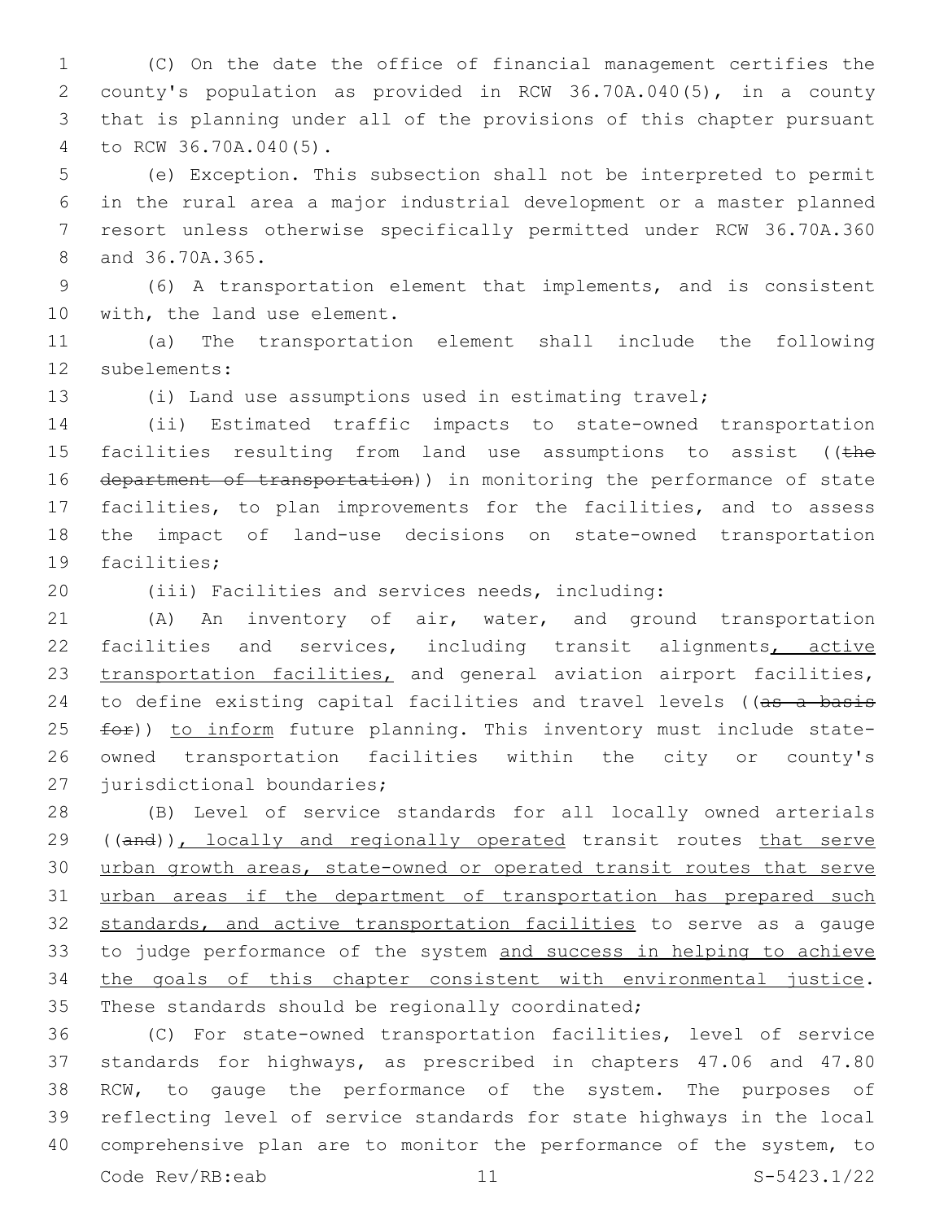(C) On the date the office of financial management certifies the county's population as provided in RCW 36.70A.040(5), in a county that is planning under all of the provisions of this chapter pursuant to RCW 36.70A.040(5).

(e) Exception. This subsection shall not be interpreted to permit in the rural area a major industrial development or a master planned resort unless otherwise specifically permitted under RCW 36.70A.360 and 36.70A.365.

(6) A transportation element that implements, and is consistent with, the land use element.

(a) The transportation element shall include the following subelements:

(i) Land use assumptions used in estimating travel;

(ii) Estimated traffic impacts to state-owned transportation facilities resulting from land use assumptions to assist ((~~the department of transportation~~)) in monitoring the performance of state facilities, to plan improvements for the facilities, and to assess the impact of land-use decisions on state-owned transportation facilities;

(iii) Facilities and services needs, including:

(A) An inventory of air, water, and ground transportation facilities and services, including transit alignments, active transportation facilities, and general aviation airport facilities, to define existing capital facilities and travel levels ((~~as a basis for~~)) to inform future planning. This inventory must include state-owned transportation facilities within the city or county's jurisdictional boundaries;

(B) Level of service standards for all locally owned arterials ((~~and~~)), locally and regionally operated transit routes that serve urban growth areas, state-owned or operated transit routes that serve urban areas if the department of transportation has prepared such standards, and active transportation facilities to serve as a gauge to judge performance of the system and success in helping to achieve the goals of this chapter consistent with environmental justice. These standards should be regionally coordinated;

(C) For state-owned transportation facilities, level of service standards for highways, as prescribed in chapters 47.06 and 47.80 RCW, to gauge the performance of the system. The purposes of reflecting level of service standards for state highways in the local comprehensive plan are to monitor the performance of the system, to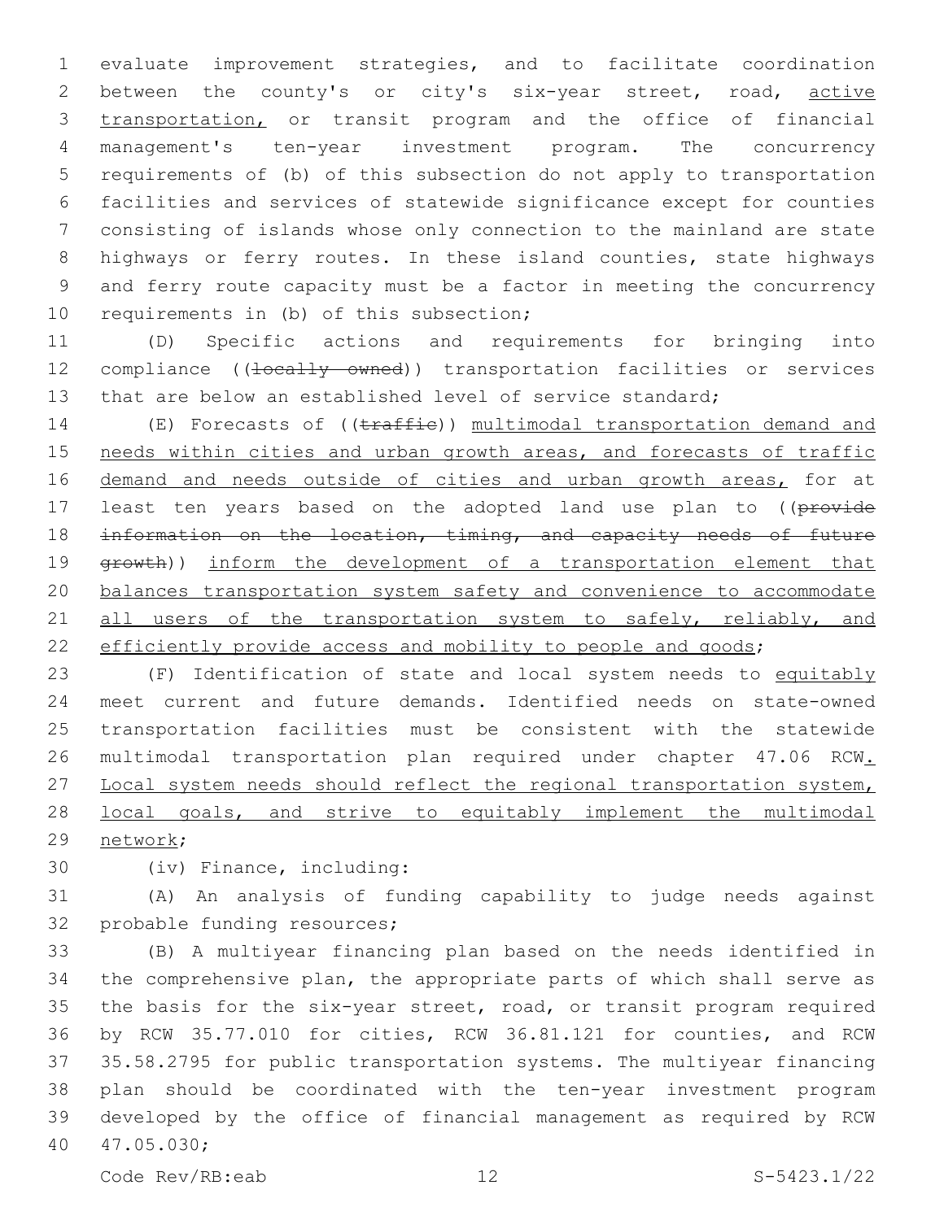evaluate improvement strategies, and to facilitate coordination between the county's or city's six-year street, road, <u>active transportation,</u> or transit program and the office of financial management's ten-year investment program. The concurrency requirements of (b) of this subsection do not apply to transportation facilities and services of statewide significance except for counties consisting of islands whose only connection to the mainland are state highways or ferry routes. In these island counties, state highways and ferry route capacity must be a factor in meeting the concurrency requirements in (b) of this subsection;

(D) Specific actions and requirements for bringing into compliance ((~~locally owned~~)) transportation facilities or services that are below an established level of service standard;

(E) Forecasts of ((~~traffic~~)) <u>multimodal transportation demand and needs within cities and urban growth areas, and forecasts of traffic demand and needs outside of cities and urban growth areas,</u> for at least ten years based on the adopted land use plan to ((~~provide information on the location, timing, and capacity needs of future growth~~)) <u>inform the development of a transportation element that balances transportation system safety and convenience to accommodate all users of the transportation system to safely, reliably, and efficiently provide access and mobility to people and goods</u>;

(F) Identification of state and local system needs to <u>equitably</u> meet current and future demands. Identified needs on state-owned transportation facilities must be consistent with the statewide multimodal transportation plan required under chapter 47.06 RCW<u>. Local system needs should reflect the regional transportation system, local goals, and strive to equitably implement the multimodal network</u>;

(iv) Finance, including:

(A) An analysis of funding capability to judge needs against probable funding resources;

(B) A multiyear financing plan based on the needs identified in the comprehensive plan, the appropriate parts of which shall serve as the basis for the six-year street, road, or transit program required by RCW 35.77.010 for cities, RCW 36.81.121 for counties, and RCW 35.58.2795 for public transportation systems. The multiyear financing plan should be coordinated with the ten-year investment program developed by the office of financial management as required by RCW 47.05.030;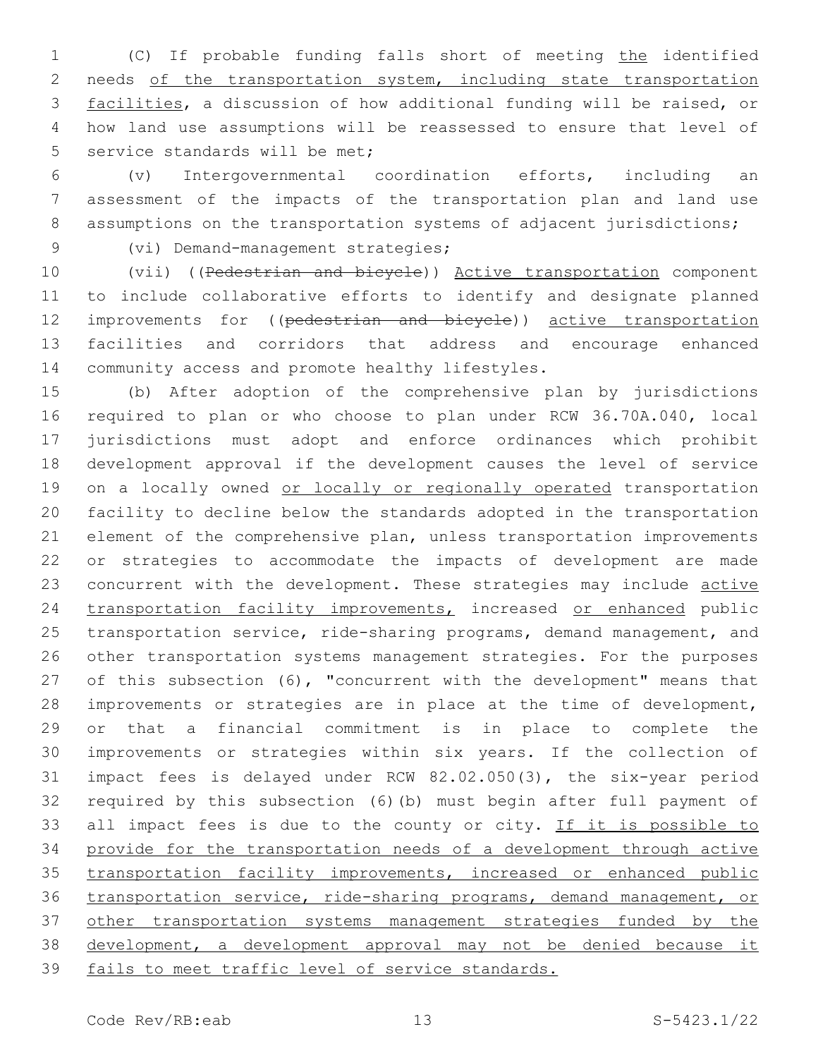(C) If probable funding falls short of meeting <u>the</u> identified needs <u>of the transportation system, including state transportation facilities</u>, a discussion of how additional funding will be raised, or how land use assumptions will be reassessed to ensure that level of service standards will be met;

(v) Intergovernmental coordination efforts, including an assessment of the impacts of the transportation plan and land use assumptions on the transportation systems of adjacent jurisdictions;

(vi) Demand-management strategies;

(vii) ((~~Pedestrian and bicycle~~)) <u>Active transportation</u> component to include collaborative efforts to identify and designate planned improvements for ((~~pedestrian and bicycle~~)) <u>active transportation</u> facilities and corridors that address and encourage enhanced community access and promote healthy lifestyles.

(b) After adoption of the comprehensive plan by jurisdictions required to plan or who choose to plan under RCW 36.70A.040, local jurisdictions must adopt and enforce ordinances which prohibit development approval if the development causes the level of service on a locally owned <u>or locally or regionally operated</u> transportation facility to decline below the standards adopted in the transportation element of the comprehensive plan, unless transportation improvements or strategies to accommodate the impacts of development are made concurrent with the development. These strategies may include <u>active transportation facility improvements,</u> increased <u>or enhanced</u> public transportation service, ride-sharing programs, demand management, and other transportation systems management strategies. For the purposes of this subsection (6), "concurrent with the development" means that improvements or strategies are in place at the time of development, or that a financial commitment is in place to complete the improvements or strategies within six years. If the collection of impact fees is delayed under RCW 82.02.050(3), the six-year period required by this subsection (6)(b) must begin after full payment of all impact fees is due to the county or city. <u>If it is possible to provide for the transportation needs of a development through active transportation facility improvements, increased or enhanced public transportation service, ride-sharing programs, demand management, or other transportation systems management strategies funded by the development, a development approval may not be denied because it fails to meet traffic level of service standards.</u>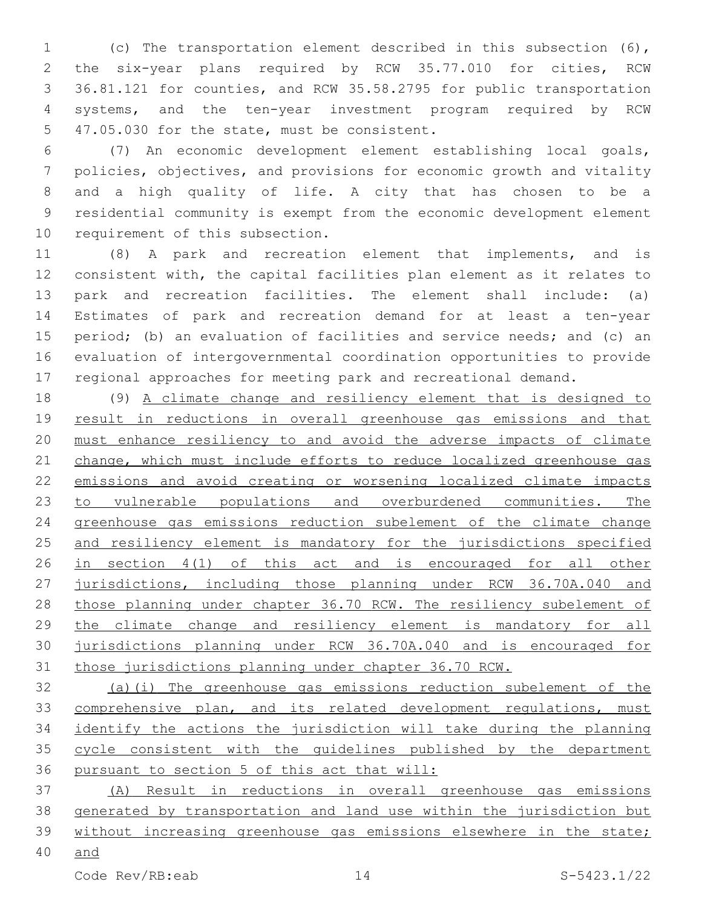(c) The transportation element described in this subsection (6), the six-year plans required by RCW 35.77.010 for cities, RCW 36.81.121 for counties, and RCW 35.58.2795 for public transportation systems, and the ten-year investment program required by RCW 47.05.030 for the state, must be consistent.

(7) An economic development element establishing local goals, policies, objectives, and provisions for economic growth and vitality and a high quality of life. A city that has chosen to be a residential community is exempt from the economic development element requirement of this subsection.

(8) A park and recreation element that implements, and is consistent with, the capital facilities plan element as it relates to park and recreation facilities. The element shall include: (a) Estimates of park and recreation demand for at least a ten-year period; (b) an evaluation of facilities and service needs; and (c) an evaluation of intergovernmental coordination opportunities to provide regional approaches for meeting park and recreational demand.

(9) A climate change and resiliency element that is designed to result in reductions in overall greenhouse gas emissions and that must enhance resiliency to and avoid the adverse impacts of climate change, which must include efforts to reduce localized greenhouse gas emissions and avoid creating or worsening localized climate impacts to vulnerable populations and overburdened communities. The greenhouse gas emissions reduction subelement of the climate change and resiliency element is mandatory for the jurisdictions specified in section 4(1) of this act and is encouraged for all other jurisdictions, including those planning under RCW 36.70A.040 and those planning under chapter 36.70 RCW. The resiliency subelement of the climate change and resiliency element is mandatory for all jurisdictions planning under RCW 36.70A.040 and is encouraged for those jurisdictions planning under chapter 36.70 RCW.

(a)(i) The greenhouse gas emissions reduction subelement of the comprehensive plan, and its related development regulations, must identify the actions the jurisdiction will take during the planning cycle consistent with the guidelines published by the department pursuant to section 5 of this act that will:

(A) Result in reductions in overall greenhouse gas emissions generated by transportation and land use within the jurisdiction but without increasing greenhouse gas emissions elsewhere in the state; and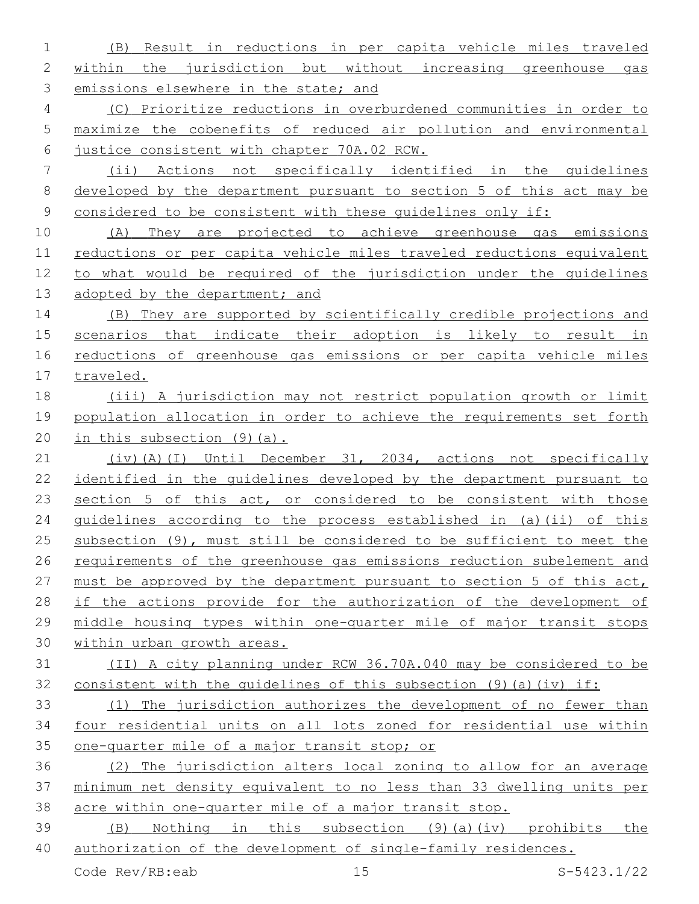(B) Result in reductions in per capita vehicle miles traveled within the jurisdiction but without increasing greenhouse gas emissions elsewhere in the state; and

(C) Prioritize reductions in overburdened communities in order to maximize the cobenefits of reduced air pollution and environmental justice consistent with chapter 70A.02 RCW.

(ii) Actions not specifically identified in the guidelines developed by the department pursuant to section 5 of this act may be considered to be consistent with these guidelines only if:

(A) They are projected to achieve greenhouse gas emissions reductions or per capita vehicle miles traveled reductions equivalent to what would be required of the jurisdiction under the guidelines adopted by the department; and

(B) They are supported by scientifically credible projections and scenarios that indicate their adoption is likely to result in reductions of greenhouse gas emissions or per capita vehicle miles traveled.

(iii) A jurisdiction may not restrict population growth or limit population allocation in order to achieve the requirements set forth in this subsection (9)(a).

(iv)(A)(I) Until December 31, 2034, actions not specifically identified in the guidelines developed by the department pursuant to section 5 of this act, or considered to be consistent with those guidelines according to the process established in (a)(ii) of this subsection (9), must still be considered to be sufficient to meet the requirements of the greenhouse gas emissions reduction subelement and must be approved by the department pursuant to section 5 of this act, if the actions provide for the authorization of the development of middle housing types within one-quarter mile of major transit stops within urban growth areas.

(II) A city planning under RCW 36.70A.040 may be considered to be consistent with the guidelines of this subsection (9)(a)(iv) if:

(1) The jurisdiction authorizes the development of no fewer than four residential units on all lots zoned for residential use within one-quarter mile of a major transit stop; or

(2) The jurisdiction alters local zoning to allow for an average minimum net density equivalent to no less than 33 dwelling units per acre within one-quarter mile of a major transit stop.

(B) Nothing in this subsection (9)(a)(iv) prohibits the authorization of the development of single-family residences.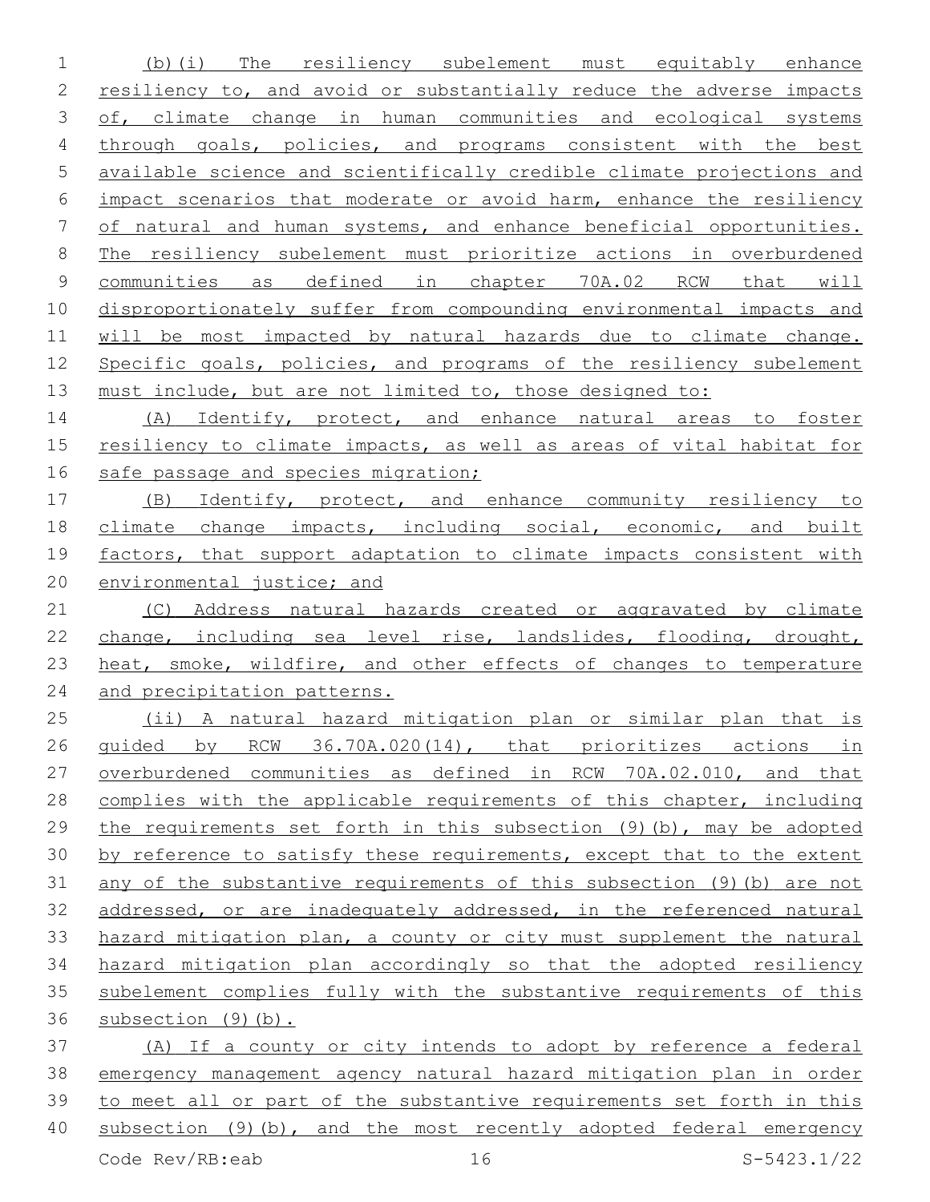(b)(i) The resiliency subelement must equitably enhance resiliency to, and avoid or substantially reduce the adverse impacts of, climate change in human communities and ecological systems through goals, policies, and programs consistent with the best available science and scientifically credible climate projections and impact scenarios that moderate or avoid harm, enhance the resiliency of natural and human systems, and enhance beneficial opportunities. The resiliency subelement must prioritize actions in overburdened communities as defined in chapter 70A.02 RCW that will disproportionately suffer from compounding environmental impacts and will be most impacted by natural hazards due to climate change. Specific goals, policies, and programs of the resiliency subelement must include, but are not limited to, those designed to:

(A) Identify, protect, and enhance natural areas to foster resiliency to climate impacts, as well as areas of vital habitat for safe passage and species migration;

(B) Identify, protect, and enhance community resiliency to climate change impacts, including social, economic, and built factors, that support adaptation to climate impacts consistent with environmental justice; and

(C) Address natural hazards created or aggravated by climate change, including sea level rise, landslides, flooding, drought, heat, smoke, wildfire, and other effects of changes to temperature and precipitation patterns.

(ii) A natural hazard mitigation plan or similar plan that is guided by RCW 36.70A.020(14), that prioritizes actions in overburdened communities as defined in RCW 70A.02.010, and that complies with the applicable requirements of this chapter, including the requirements set forth in this subsection (9)(b), may be adopted by reference to satisfy these requirements, except that to the extent any of the substantive requirements of this subsection (9)(b) are not addressed, or are inadequately addressed, in the referenced natural hazard mitigation plan, a county or city must supplement the natural hazard mitigation plan accordingly so that the adopted resiliency subelement complies fully with the substantive requirements of this subsection (9)(b).

(A) If a county or city intends to adopt by reference a federal emergency management agency natural hazard mitigation plan in order to meet all or part of the substantive requirements set forth in this subsection (9)(b), and the most recently adopted federal emergency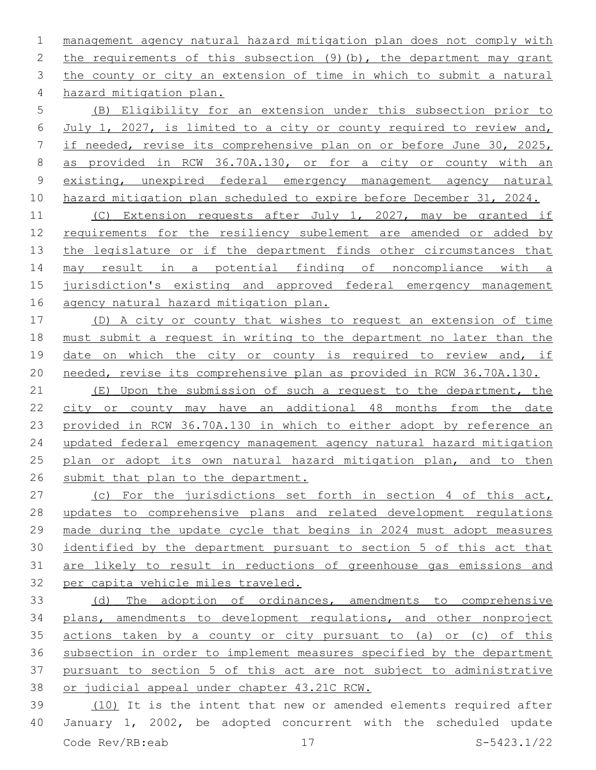management agency natural hazard mitigation plan does not comply with the requirements of this subsection (9)(b), the department may grant the county or city an extension of time in which to submit a natural hazard mitigation plan.

(B) Eligibility for an extension under this subsection prior to July 1, 2027, is limited to a city or county required to review and, if needed, revise its comprehensive plan on or before June 30, 2025, as provided in RCW 36.70A.130, or for a city or county with an existing, unexpired federal emergency management agency natural hazard mitigation plan scheduled to expire before December 31, 2024.

(C) Extension requests after July 1, 2027, may be granted if requirements for the resiliency subelement are amended or added by the legislature or if the department finds other circumstances that may result in a potential finding of noncompliance with a jurisdiction's existing and approved federal emergency management agency natural hazard mitigation plan.

(D) A city or county that wishes to request an extension of time must submit a request in writing to the department no later than the date on which the city or county is required to review and, if needed, revise its comprehensive plan as provided in RCW 36.70A.130.

(E) Upon the submission of such a request to the department, the city or county may have an additional 48 months from the date provided in RCW 36.70A.130 in which to either adopt by reference an updated federal emergency management agency natural hazard mitigation plan or adopt its own natural hazard mitigation plan, and to then submit that plan to the department.

(c) For the jurisdictions set forth in section 4 of this act, updates to comprehensive plans and related development regulations made during the update cycle that begins in 2024 must adopt measures identified by the department pursuant to section 5 of this act that are likely to result in reductions of greenhouse gas emissions and per capita vehicle miles traveled.

(d) The adoption of ordinances, amendments to comprehensive plans, amendments to development regulations, and other nonproject actions taken by a county or city pursuant to (a) or (c) of this subsection in order to implement measures specified by the department pursuant to section 5 of this act are not subject to administrative or judicial appeal under chapter 43.21C RCW.

(10) It is the intent that new or amended elements required after January 1, 2002, be adopted concurrent with the scheduled update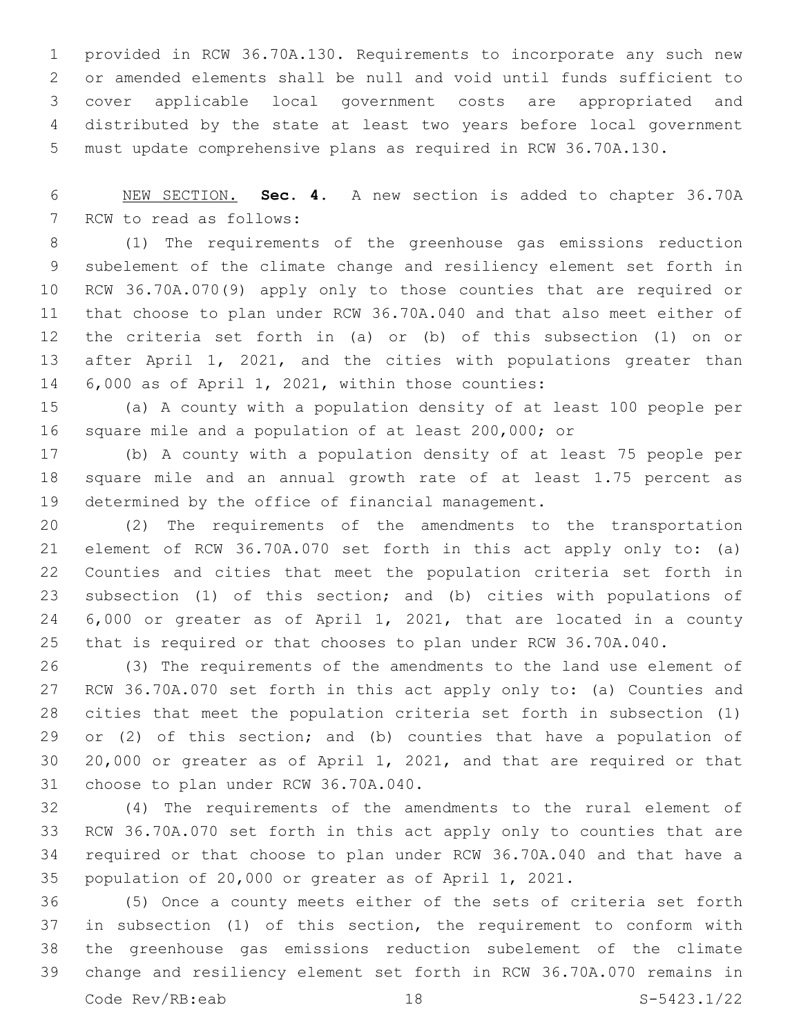provided in RCW 36.70A.130. Requirements to incorporate any such new or amended elements shall be null and void until funds sufficient to cover applicable local government costs are appropriated and distributed by the state at least two years before local government must update comprehensive plans as required in RCW 36.70A.130.

NEW SECTION. **Sec. 4.** A new section is added to chapter 36.70A RCW to read as follows:

(1) The requirements of the greenhouse gas emissions reduction subelement of the climate change and resiliency element set forth in RCW 36.70A.070(9) apply only to those counties that are required or that choose to plan under RCW 36.70A.040 and that also meet either of the criteria set forth in (a) or (b) of this subsection (1) on or after April 1, 2021, and the cities with populations greater than 6,000 as of April 1, 2021, within those counties:

(a) A county with a population density of at least 100 people per square mile and a population of at least 200,000; or

(b) A county with a population density of at least 75 people per square mile and an annual growth rate of at least 1.75 percent as determined by the office of financial management.

(2) The requirements of the amendments to the transportation element of RCW 36.70A.070 set forth in this act apply only to: (a) Counties and cities that meet the population criteria set forth in subsection (1) of this section; and (b) cities with populations of 6,000 or greater as of April 1, 2021, that are located in a county that is required or that chooses to plan under RCW 36.70A.040.

(3) The requirements of the amendments to the land use element of RCW 36.70A.070 set forth in this act apply only to: (a) Counties and cities that meet the population criteria set forth in subsection (1) or (2) of this section; and (b) counties that have a population of 20,000 or greater as of April 1, 2021, and that are required or that choose to plan under RCW 36.70A.040.

(4) The requirements of the amendments to the rural element of RCW 36.70A.070 set forth in this act apply only to counties that are required or that choose to plan under RCW 36.70A.040 and that have a population of 20,000 or greater as of April 1, 2021.

(5) Once a county meets either of the sets of criteria set forth in subsection (1) of this section, the requirement to conform with the greenhouse gas emissions reduction subelement of the climate change and resiliency element set forth in RCW 36.70A.070 remains in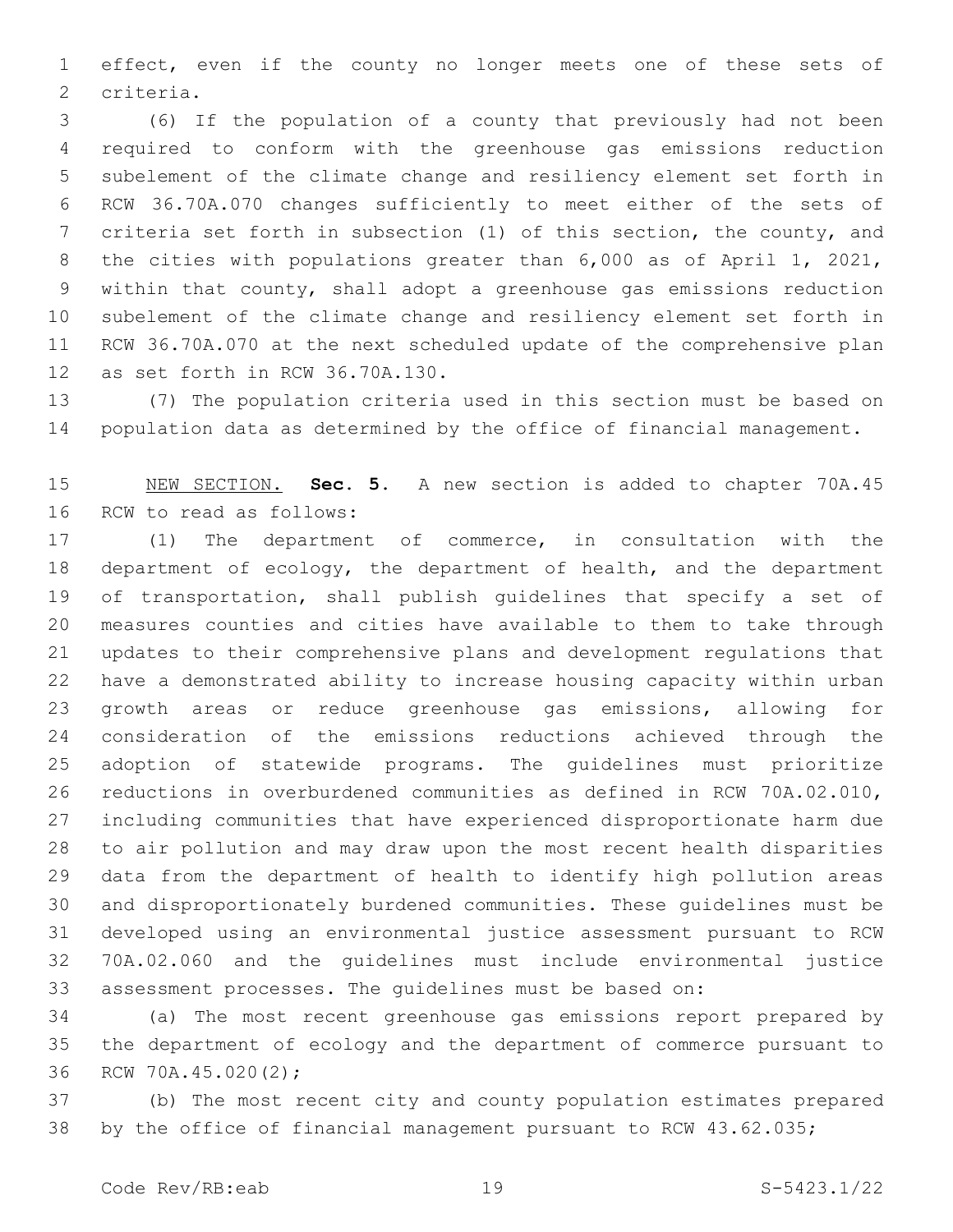effect, even if the county no longer meets one of these sets of criteria.

(6) If the population of a county that previously had not been required to conform with the greenhouse gas emissions reduction subelement of the climate change and resiliency element set forth in RCW 36.70A.070 changes sufficiently to meet either of the sets of criteria set forth in subsection (1) of this section, the county, and the cities with populations greater than 6,000 as of April 1, 2021, within that county, shall adopt a greenhouse gas emissions reduction subelement of the climate change and resiliency element set forth in RCW 36.70A.070 at the next scheduled update of the comprehensive plan as set forth in RCW 36.70A.130.

(7) The population criteria used in this section must be based on population data as determined by the office of financial management.

NEW SECTION. **Sec. 5.** A new section is added to chapter 70A.45 RCW to read as follows:

(1) The department of commerce, in consultation with the department of ecology, the department of health, and the department of transportation, shall publish guidelines that specify a set of measures counties and cities have available to them to take through updates to their comprehensive plans and development regulations that have a demonstrated ability to increase housing capacity within urban growth areas or reduce greenhouse gas emissions, allowing for consideration of the emissions reductions achieved through the adoption of statewide programs. The guidelines must prioritize reductions in overburdened communities as defined in RCW 70A.02.010, including communities that have experienced disproportionate harm due to air pollution and may draw upon the most recent health disparities data from the department of health to identify high pollution areas and disproportionately burdened communities. These guidelines must be developed using an environmental justice assessment pursuant to RCW 70A.02.060 and the guidelines must include environmental justice assessment processes. The guidelines must be based on:

(a) The most recent greenhouse gas emissions report prepared by the department of ecology and the department of commerce pursuant to RCW 70A.45.020(2);

(b) The most recent city and county population estimates prepared by the office of financial management pursuant to RCW 43.62.035;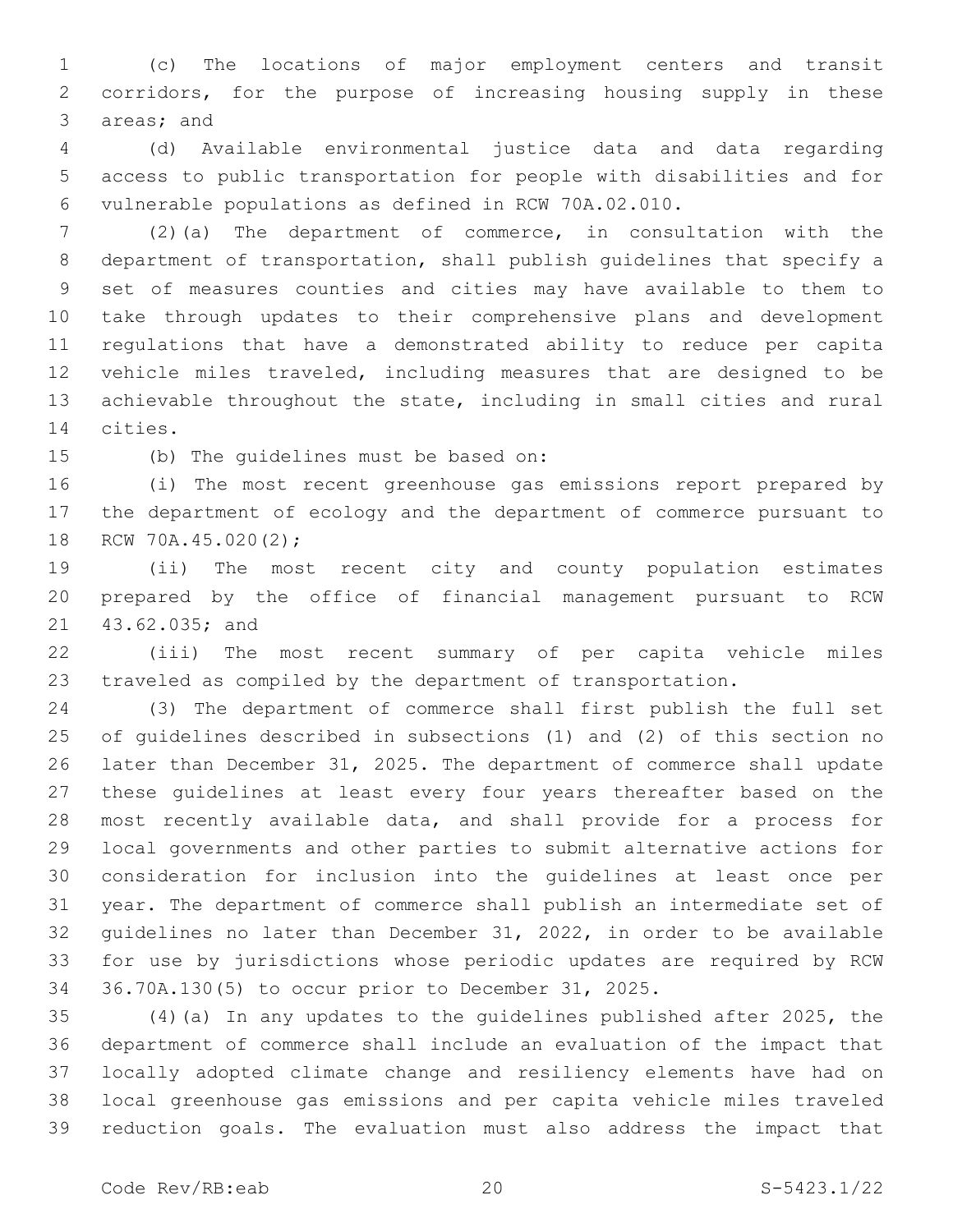(c) The locations of major employment centers and transit corridors, for the purpose of increasing housing supply in these areas; and

(d) Available environmental justice data and data regarding access to public transportation for people with disabilities and for vulnerable populations as defined in RCW 70A.02.010.

(2)(a) The department of commerce, in consultation with the department of transportation, shall publish guidelines that specify a set of measures counties and cities may have available to them to take through updates to their comprehensive plans and development regulations that have a demonstrated ability to reduce per capita vehicle miles traveled, including measures that are designed to be achievable throughout the state, including in small cities and rural cities.

(b) The guidelines must be based on:

(i) The most recent greenhouse gas emissions report prepared by the department of ecology and the department of commerce pursuant to RCW 70A.45.020(2);

(ii) The most recent city and county population estimates prepared by the office of financial management pursuant to RCW 43.62.035; and

(iii) The most recent summary of per capita vehicle miles traveled as compiled by the department of transportation.

(3) The department of commerce shall first publish the full set of guidelines described in subsections (1) and (2) of this section no later than December 31, 2025. The department of commerce shall update these guidelines at least every four years thereafter based on the most recently available data, and shall provide for a process for local governments and other parties to submit alternative actions for consideration for inclusion into the guidelines at least once per year. The department of commerce shall publish an intermediate set of guidelines no later than December 31, 2022, in order to be available for use by jurisdictions whose periodic updates are required by RCW 36.70A.130(5) to occur prior to December 31, 2025.

(4)(a) In any updates to the guidelines published after 2025, the department of commerce shall include an evaluation of the impact that locally adopted climate change and resiliency elements have had on local greenhouse gas emissions and per capita vehicle miles traveled reduction goals. The evaluation must also address the impact that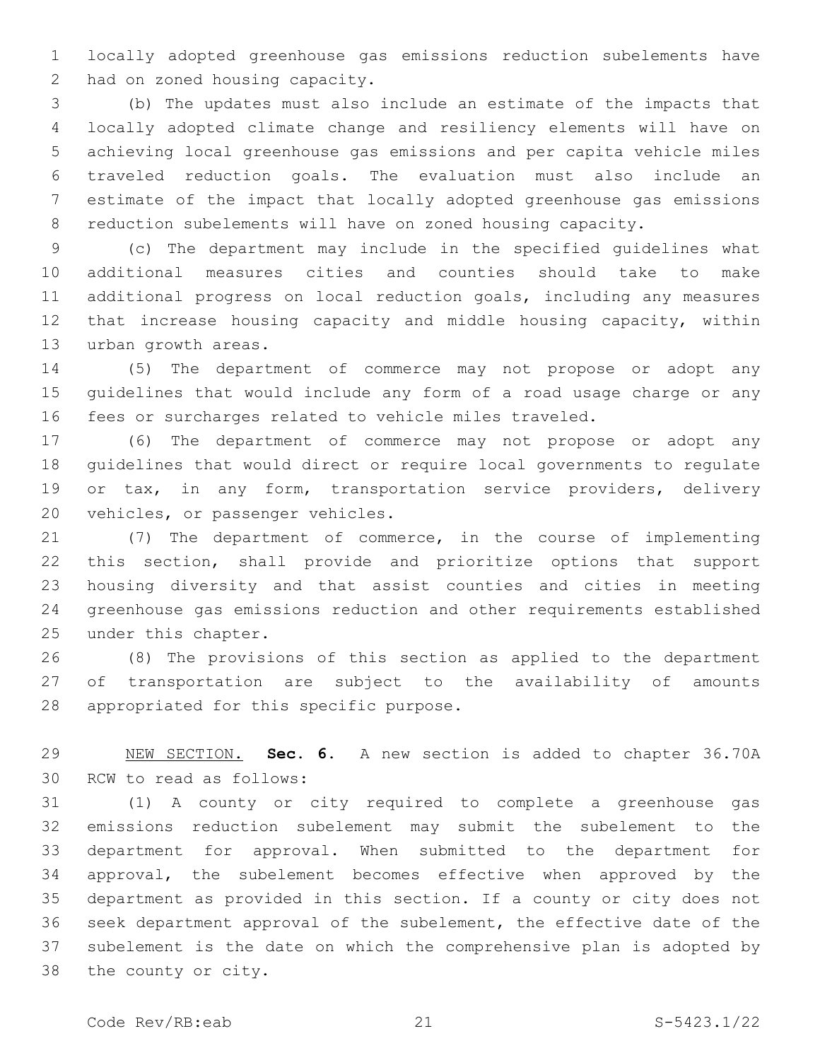locally adopted greenhouse gas emissions reduction subelements have had on zoned housing capacity.

(b) The updates must also include an estimate of the impacts that locally adopted climate change and resiliency elements will have on achieving local greenhouse gas emissions and per capita vehicle miles traveled reduction goals. The evaluation must also include an estimate of the impact that locally adopted greenhouse gas emissions reduction subelements will have on zoned housing capacity.

(c) The department may include in the specified guidelines what additional measures cities and counties should take to make additional progress on local reduction goals, including any measures that increase housing capacity and middle housing capacity, within urban growth areas.

(5) The department of commerce may not propose or adopt any guidelines that would include any form of a road usage charge or any fees or surcharges related to vehicle miles traveled.

(6) The department of commerce may not propose or adopt any guidelines that would direct or require local governments to regulate or tax, in any form, transportation service providers, delivery vehicles, or passenger vehicles.

(7) The department of commerce, in the course of implementing this section, shall provide and prioritize options that support housing diversity and that assist counties and cities in meeting greenhouse gas emissions reduction and other requirements established under this chapter.

(8) The provisions of this section as applied to the department of transportation are subject to the availability of amounts appropriated for this specific purpose.

NEW SECTION. **Sec. 6.** A new section is added to chapter 36.70A RCW to read as follows:

(1) A county or city required to complete a greenhouse gas emissions reduction subelement may submit the subelement to the department for approval. When submitted to the department for approval, the subelement becomes effective when approved by the department as provided in this section. If a county or city does not seek department approval of the subelement, the effective date of the subelement is the date on which the comprehensive plan is adopted by the county or city.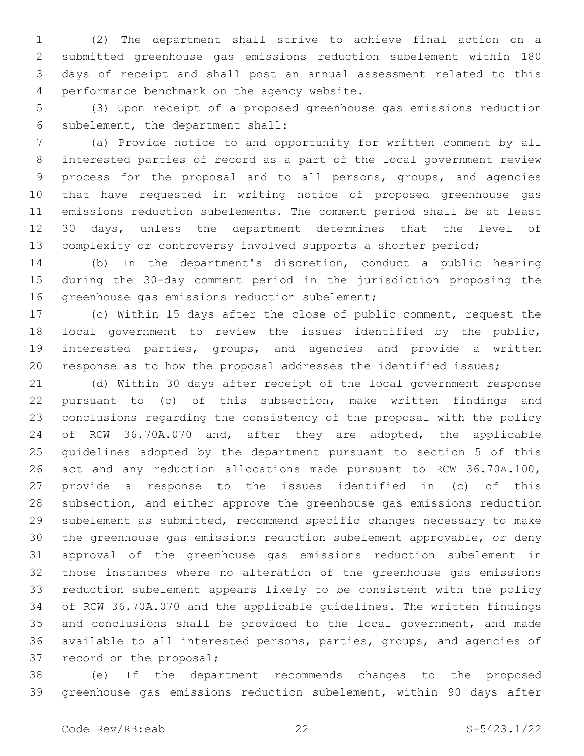(2) The department shall strive to achieve final action on a submitted greenhouse gas emissions reduction subelement within 180 days of receipt and shall post an annual assessment related to this performance benchmark on the agency website.

(3) Upon receipt of a proposed greenhouse gas emissions reduction subelement, the department shall:

(a) Provide notice to and opportunity for written comment by all interested parties of record as a part of the local government review process for the proposal and to all persons, groups, and agencies that have requested in writing notice of proposed greenhouse gas emissions reduction subelements. The comment period shall be at least 30 days, unless the department determines that the level of complexity or controversy involved supports a shorter period;

(b) In the department's discretion, conduct a public hearing during the 30-day comment period in the jurisdiction proposing the greenhouse gas emissions reduction subelement;

(c) Within 15 days after the close of public comment, request the local government to review the issues identified by the public, interested parties, groups, and agencies and provide a written response as to how the proposal addresses the identified issues;

(d) Within 30 days after receipt of the local government response pursuant to (c) of this subsection, make written findings and conclusions regarding the consistency of the proposal with the policy of RCW 36.70A.070 and, after they are adopted, the applicable guidelines adopted by the department pursuant to section 5 of this act and any reduction allocations made pursuant to RCW 36.70A.100, provide a response to the issues identified in (c) of this subsection, and either approve the greenhouse gas emissions reduction subelement as submitted, recommend specific changes necessary to make the greenhouse gas emissions reduction subelement approvable, or deny approval of the greenhouse gas emissions reduction subelement in those instances where no alteration of the greenhouse gas emissions reduction subelement appears likely to be consistent with the policy of RCW 36.70A.070 and the applicable guidelines. The written findings and conclusions shall be provided to the local government, and made available to all interested persons, parties, groups, and agencies of record on the proposal;

(e) If the department recommends changes to the proposed greenhouse gas emissions reduction subelement, within 90 days after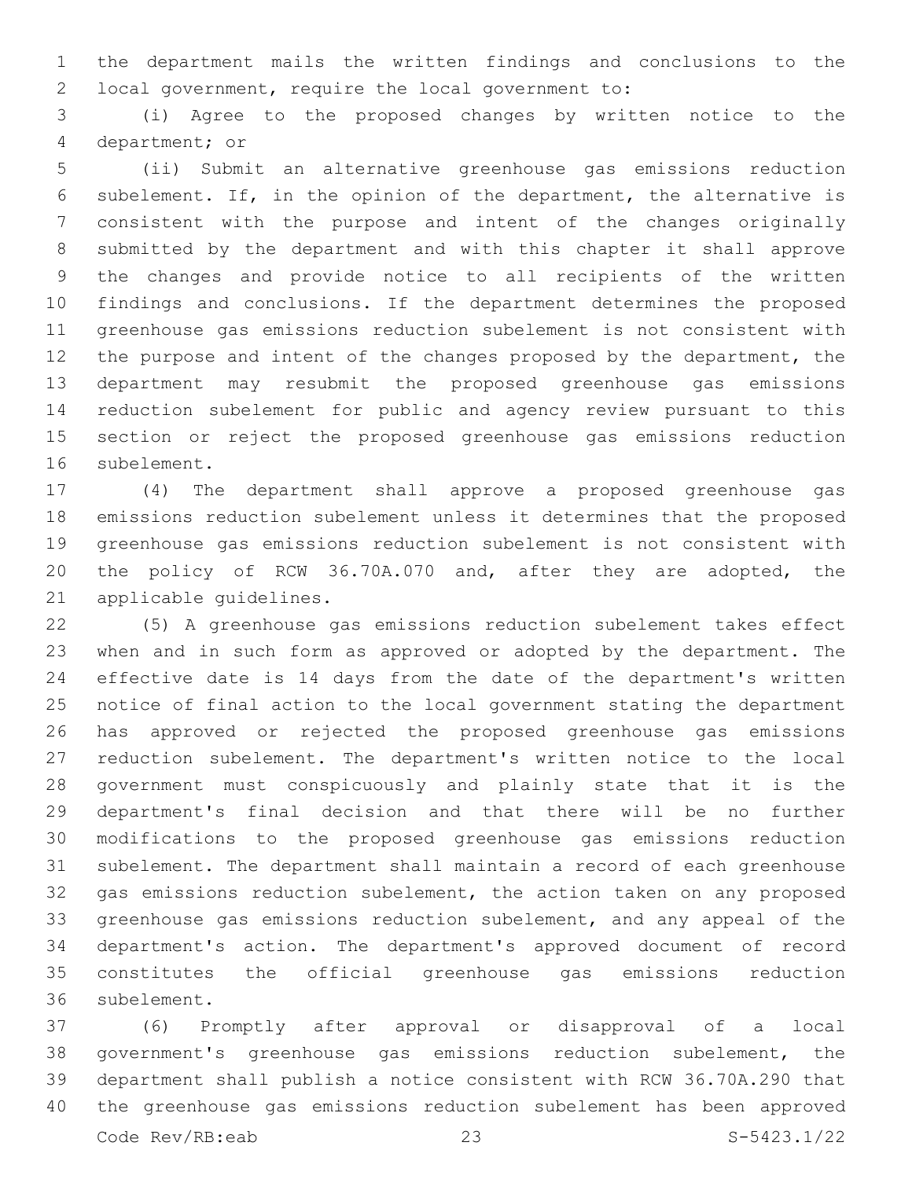the department mails the written findings and conclusions to the local government, require the local government to:

(i) Agree to the proposed changes by written notice to the department; or

(ii) Submit an alternative greenhouse gas emissions reduction subelement. If, in the opinion of the department, the alternative is consistent with the purpose and intent of the changes originally submitted by the department and with this chapter it shall approve the changes and provide notice to all recipients of the written findings and conclusions. If the department determines the proposed greenhouse gas emissions reduction subelement is not consistent with the purpose and intent of the changes proposed by the department, the department may resubmit the proposed greenhouse gas emissions reduction subelement for public and agency review pursuant to this section or reject the proposed greenhouse gas emissions reduction subelement.

(4) The department shall approve a proposed greenhouse gas emissions reduction subelement unless it determines that the proposed greenhouse gas emissions reduction subelement is not consistent with the policy of RCW 36.70A.070 and, after they are adopted, the applicable guidelines.

(5) A greenhouse gas emissions reduction subelement takes effect when and in such form as approved or adopted by the department. The effective date is 14 days from the date of the department's written notice of final action to the local government stating the department has approved or rejected the proposed greenhouse gas emissions reduction subelement. The department's written notice to the local government must conspicuously and plainly state that it is the department's final decision and that there will be no further modifications to the proposed greenhouse gas emissions reduction subelement. The department shall maintain a record of each greenhouse gas emissions reduction subelement, the action taken on any proposed greenhouse gas emissions reduction subelement, and any appeal of the department's action. The department's approved document of record constitutes the official greenhouse gas emissions reduction subelement.

(6) Promptly after approval or disapproval of a local government's greenhouse gas emissions reduction subelement, the department shall publish a notice consistent with RCW 36.70A.290 that the greenhouse gas emissions reduction subelement has been approved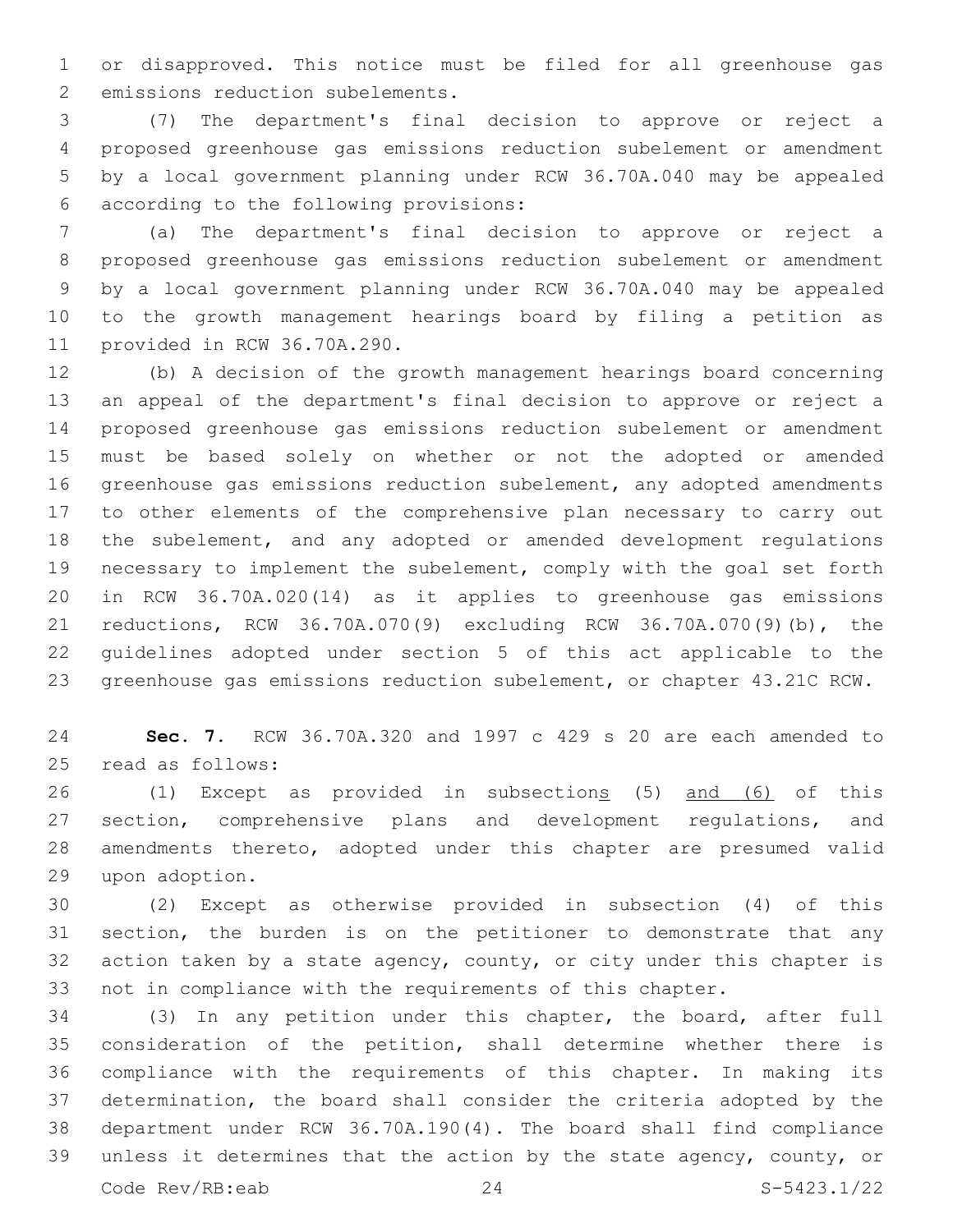or disapproved. This notice must be filed for all greenhouse gas emissions reduction subelements.

(7) The department's final decision to approve or reject a proposed greenhouse gas emissions reduction subelement or amendment by a local government planning under RCW 36.70A.040 may be appealed according to the following provisions:

(a) The department's final decision to approve or reject a proposed greenhouse gas emissions reduction subelement or amendment by a local government planning under RCW 36.70A.040 may be appealed to the growth management hearings board by filing a petition as provided in RCW 36.70A.290.

(b) A decision of the growth management hearings board concerning an appeal of the department's final decision to approve or reject a proposed greenhouse gas emissions reduction subelement or amendment must be based solely on whether or not the adopted or amended greenhouse gas emissions reduction subelement, any adopted amendments to other elements of the comprehensive plan necessary to carry out the subelement, and any adopted or amended development regulations necessary to implement the subelement, comply with the goal set forth in RCW 36.70A.020(14) as it applies to greenhouse gas emissions reductions, RCW 36.70A.070(9) excluding RCW 36.70A.070(9)(b), the guidelines adopted under section 5 of this act applicable to the greenhouse gas emissions reduction subelement, or chapter 43.21C RCW.

**Sec. 7.** RCW 36.70A.320 and 1997 c 429 s 20 are each amended to read as follows:

(1) Except as provided in subsections (5) and (6) of this section, comprehensive plans and development regulations, and amendments thereto, adopted under this chapter are presumed valid upon adoption.

(2) Except as otherwise provided in subsection (4) of this section, the burden is on the petitioner to demonstrate that any action taken by a state agency, county, or city under this chapter is not in compliance with the requirements of this chapter.

(3) In any petition under this chapter, the board, after full consideration of the petition, shall determine whether there is compliance with the requirements of this chapter. In making its determination, the board shall consider the criteria adopted by the department under RCW 36.70A.190(4). The board shall find compliance unless it determines that the action by the state agency, county, or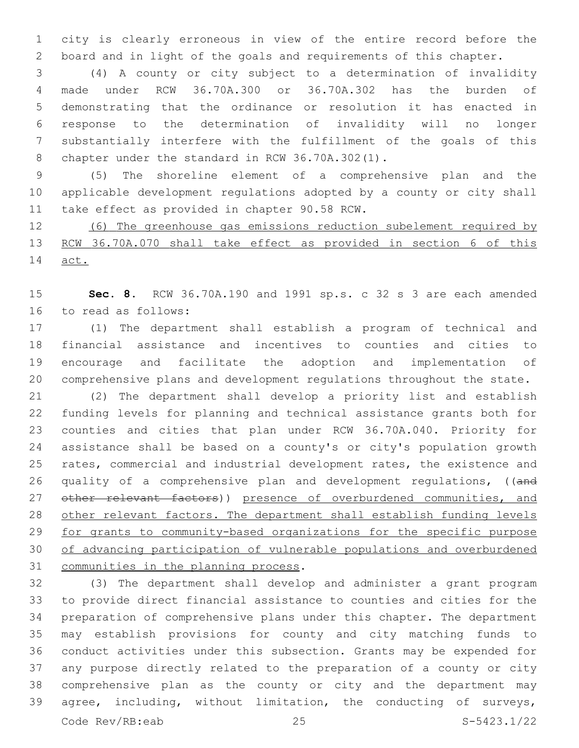city is clearly erroneous in view of the entire record before the board and in light of the goals and requirements of this chapter.

(4) A county or city subject to a determination of invalidity made under RCW 36.70A.300 or 36.70A.302 has the burden of demonstrating that the ordinance or resolution it has enacted in response to the determination of invalidity will no longer substantially interfere with the fulfillment of the goals of this chapter under the standard in RCW 36.70A.302(1).

(5) The shoreline element of a comprehensive plan and the applicable development regulations adopted by a county or city shall take effect as provided in chapter 90.58 RCW.

<u>(6) The greenhouse gas emissions reduction subelement required by RCW 36.70A.070 shall take effect as provided in section 6 of this act.</u>

**Sec. 8.** RCW 36.70A.190 and 1991 sp.s. c 32 s 3 are each amended to read as follows:

(1) The department shall establish a program of technical and financial assistance and incentives to counties and cities to encourage and facilitate the adoption and implementation of comprehensive plans and development regulations throughout the state.

(2) The department shall develop a priority list and establish funding levels for planning and technical assistance grants both for counties and cities that plan under RCW 36.70A.040. Priority for assistance shall be based on a county's or city's population growth rates, commercial and industrial development rates, the existence and quality of a comprehensive plan and development regulations, ((~~and other relevant factors~~)) <u>presence of overburdened communities, and other relevant factors. The department shall establish funding levels for grants to community-based organizations for the specific purpose of advancing participation of vulnerable populations and overburdened communities in the planning process</u>.

(3) The department shall develop and administer a grant program to provide direct financial assistance to counties and cities for the preparation of comprehensive plans under this chapter. The department may establish provisions for county and city matching funds to conduct activities under this subsection. Grants may be expended for any purpose directly related to the preparation of a county or city comprehensive plan as the county or city and the department may agree, including, without limitation, the conducting of surveys,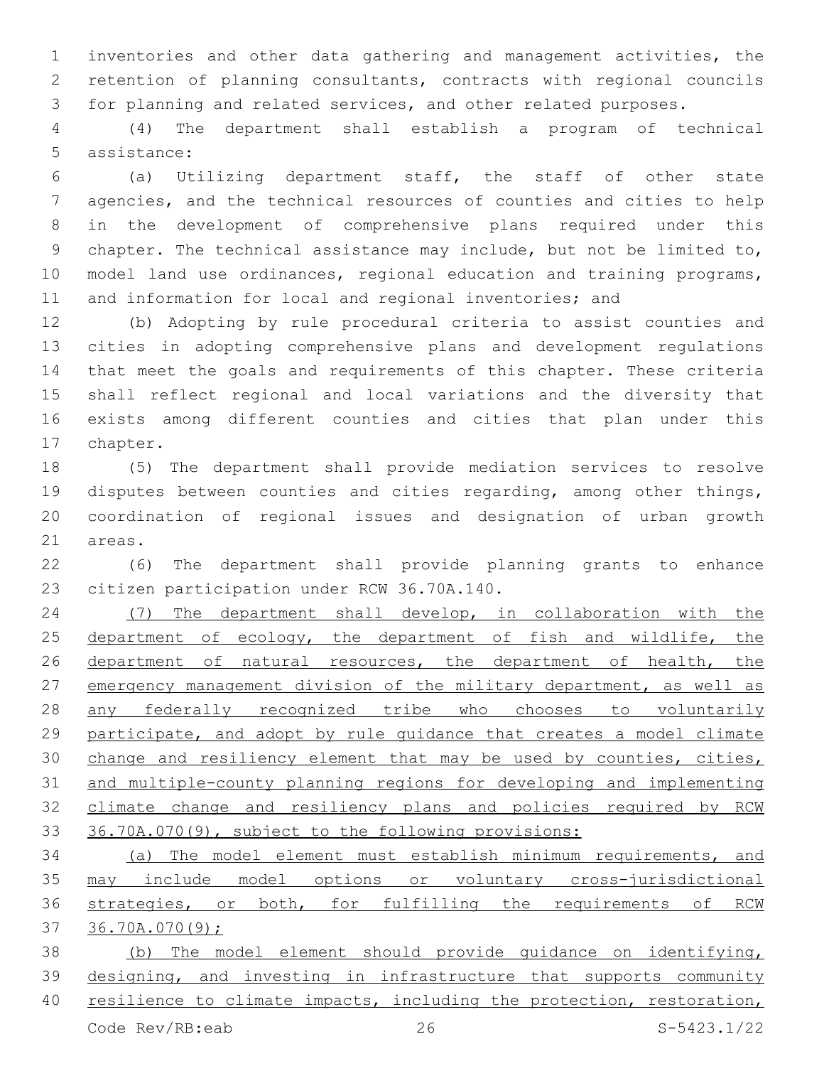inventories and other data gathering and management activities, the retention of planning consultants, contracts with regional councils for planning and related services, and other related purposes.

(4) The department shall establish a program of technical assistance:

(a) Utilizing department staff, the staff of other state agencies, and the technical resources of counties and cities to help in the development of comprehensive plans required under this chapter. The technical assistance may include, but not be limited to, model land use ordinances, regional education and training programs, and information for local and regional inventories; and

(b) Adopting by rule procedural criteria to assist counties and cities in adopting comprehensive plans and development regulations that meet the goals and requirements of this chapter. These criteria shall reflect regional and local variations and the diversity that exists among different counties and cities that plan under this chapter.

(5) The department shall provide mediation services to resolve disputes between counties and cities regarding, among other things, coordination of regional issues and designation of urban growth areas.

(6) The department shall provide planning grants to enhance citizen participation under RCW 36.70A.140.

(7) The department shall develop, in collaboration with the department of ecology, the department of fish and wildlife, the department of natural resources, the department of health, the emergency management division of the military department, as well as any federally recognized tribe who chooses to voluntarily participate, and adopt by rule guidance that creates a model climate change and resiliency element that may be used by counties, cities, and multiple-county planning regions for developing and implementing climate change and resiliency plans and policies required by RCW 36.70A.070(9), subject to the following provisions:

(a) The model element must establish minimum requirements, and may include model options or voluntary cross-jurisdictional strategies, or both, for fulfilling the requirements of RCW 36.70A.070(9);

(b) The model element should provide guidance on identifying, designing, and investing in infrastructure that supports community resilience to climate impacts, including the protection, restoration,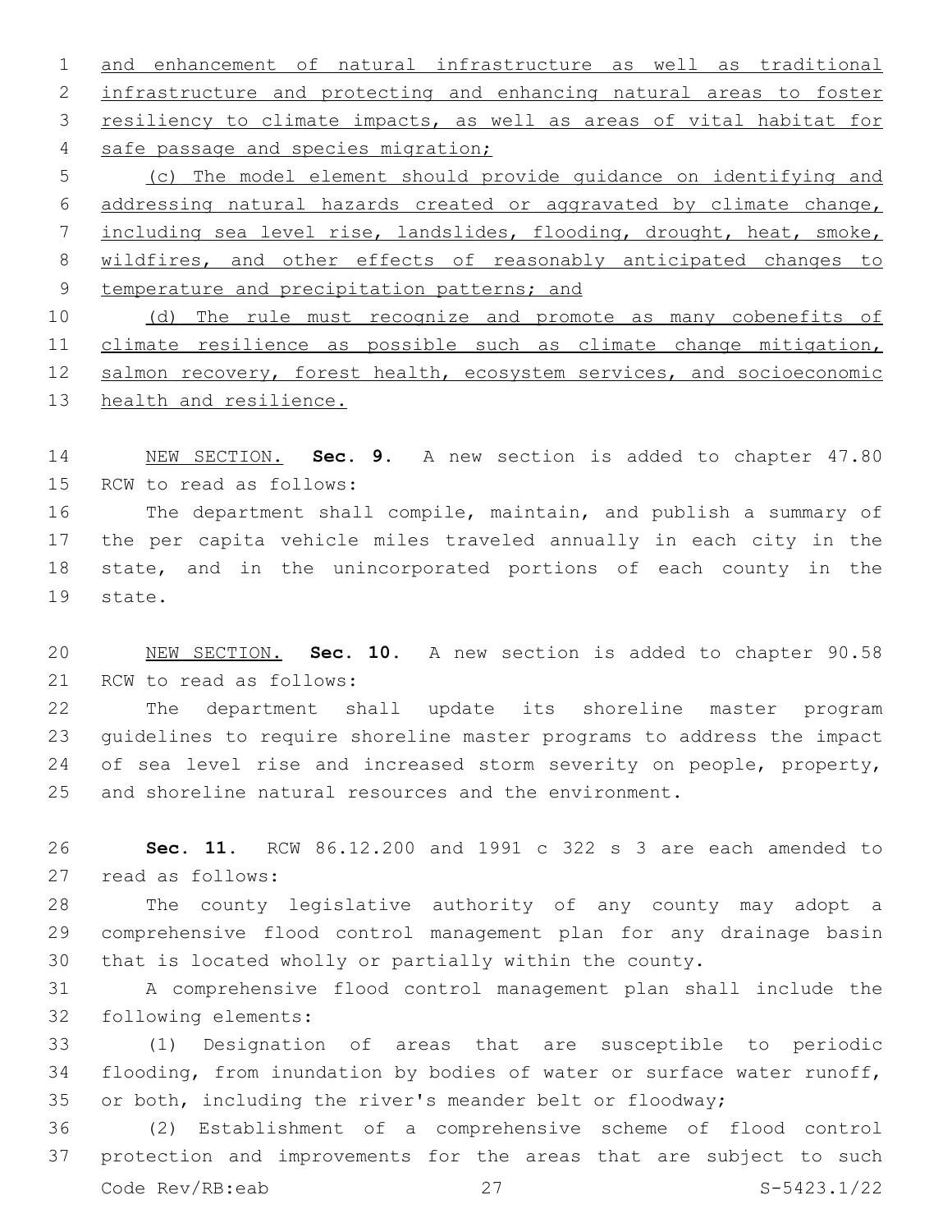and enhancement of natural infrastructure as well as traditional infrastructure and protecting and enhancing natural areas to foster resiliency to climate impacts, as well as areas of vital habitat for safe passage and species migration;

(c) The model element should provide guidance on identifying and addressing natural hazards created or aggravated by climate change, including sea level rise, landslides, flooding, drought, heat, smoke, wildfires, and other effects of reasonably anticipated changes to temperature and precipitation patterns; and

(d) The rule must recognize and promote as many cobenefits of climate resilience as possible such as climate change mitigation, salmon recovery, forest health, ecosystem services, and socioeconomic health and resilience.

NEW SECTION. **Sec. 9.** A new section is added to chapter 47.80 RCW to read as follows:

The department shall compile, maintain, and publish a summary of the per capita vehicle miles traveled annually in each city in the state, and in the unincorporated portions of each county in the state.

NEW SECTION. **Sec. 10.** A new section is added to chapter 90.58 RCW to read as follows:

The department shall update its shoreline master program guidelines to require shoreline master programs to address the impact of sea level rise and increased storm severity on people, property, and shoreline natural resources and the environment.

**Sec. 11.** RCW 86.12.200 and 1991 c 322 s 3 are each amended to read as follows:

The county legislative authority of any county may adopt a comprehensive flood control management plan for any drainage basin that is located wholly or partially within the county.

A comprehensive flood control management plan shall include the following elements:

(1) Designation of areas that are susceptible to periodic flooding, from inundation by bodies of water or surface water runoff, or both, including the river's meander belt or floodway;

(2) Establishment of a comprehensive scheme of flood control protection and improvements for the areas that are subject to such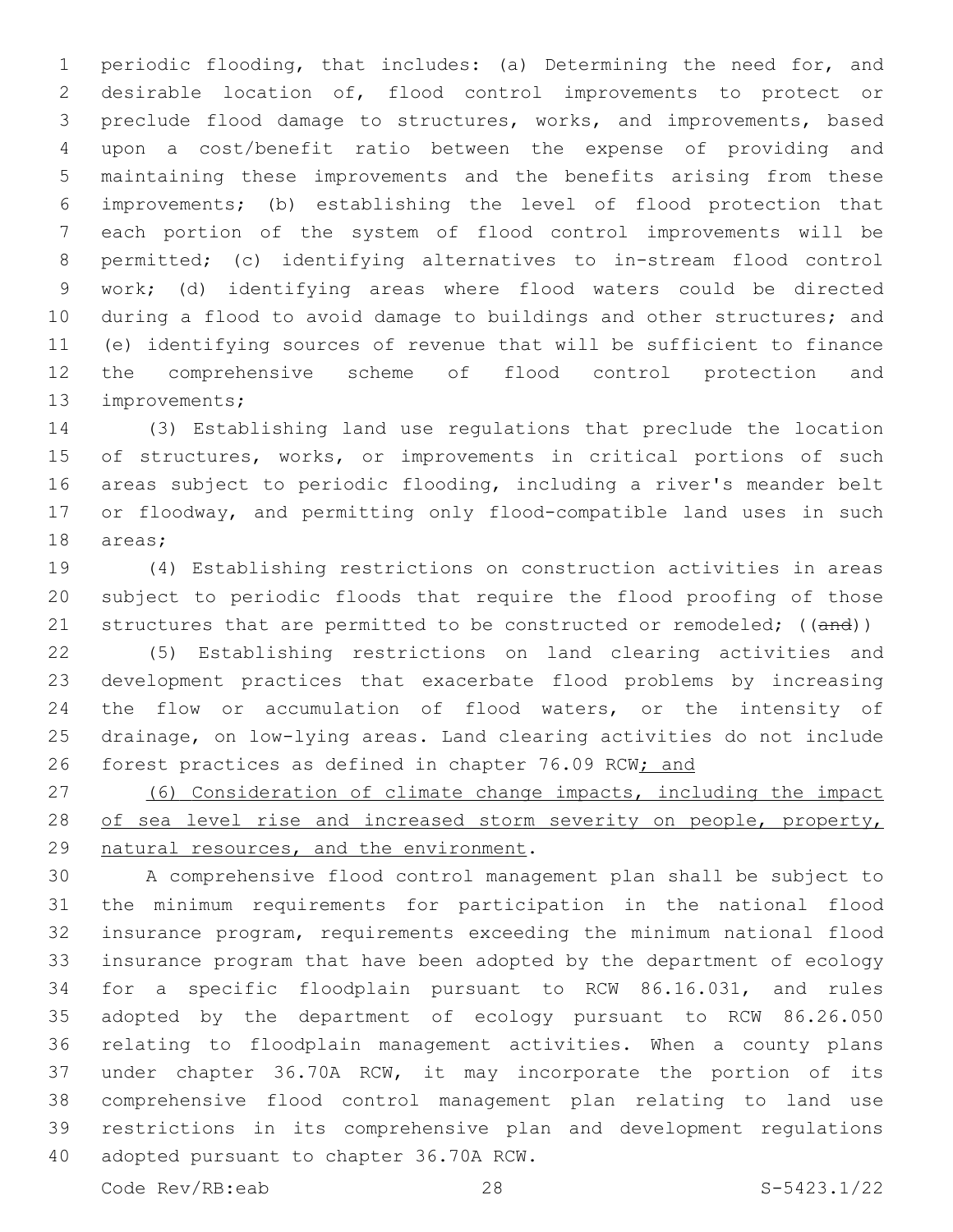periodic flooding, that includes: (a) Determining the need for, and desirable location of, flood control improvements to protect or preclude flood damage to structures, works, and improvements, based upon a cost/benefit ratio between the expense of providing and maintaining these improvements and the benefits arising from these improvements; (b) establishing the level of flood protection that each portion of the system of flood control improvements will be permitted; (c) identifying alternatives to in-stream flood control work; (d) identifying areas where flood waters could be directed during a flood to avoid damage to buildings and other structures; and (e) identifying sources of revenue that will be sufficient to finance the comprehensive scheme of flood control protection and improvements;

(3) Establishing land use regulations that preclude the location of structures, works, or improvements in critical portions of such areas subject to periodic flooding, including a river's meander belt or floodway, and permitting only flood-compatible land uses in such areas;

(4) Establishing restrictions on construction activities in areas subject to periodic floods that require the flood proofing of those structures that are permitted to be constructed or remodeled; ((~~and~~))

(5) Establishing restrictions on land clearing activities and development practices that exacerbate flood problems by increasing the flow or accumulation of flood waters, or the intensity of drainage, on low-lying areas. Land clearing activities do not include forest practices as defined in chapter 76.09 RCW<u>; and</u>

<u>(6) Consideration of climate change impacts, including the impact of sea level rise and increased storm severity on people, property, natural resources, and the environment</u>.

A comprehensive flood control management plan shall be subject to the minimum requirements for participation in the national flood insurance program, requirements exceeding the minimum national flood insurance program that have been adopted by the department of ecology for a specific floodplain pursuant to RCW 86.16.031, and rules adopted by the department of ecology pursuant to RCW 86.26.050 relating to floodplain management activities. When a county plans under chapter 36.70A RCW, it may incorporate the portion of its comprehensive flood control management plan relating to land use restrictions in its comprehensive plan and development regulations adopted pursuant to chapter 36.70A RCW.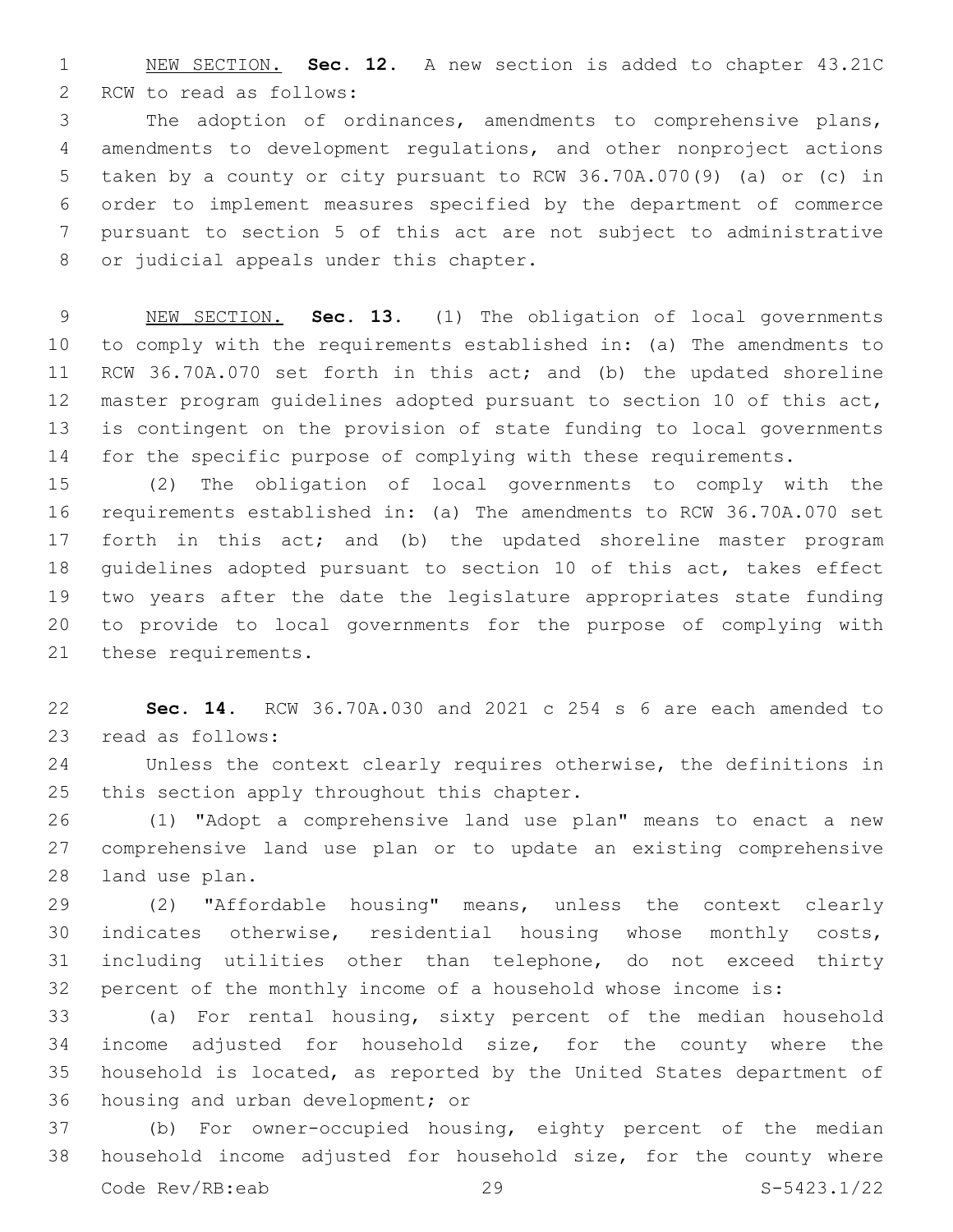NEW SECTION. **Sec. 12.** A new section is added to chapter 43.21C RCW to read as follows:

The adoption of ordinances, amendments to comprehensive plans, amendments to development regulations, and other nonproject actions taken by a county or city pursuant to RCW 36.70A.070(9) (a) or (c) in order to implement measures specified by the department of commerce pursuant to section 5 of this act are not subject to administrative or judicial appeals under this chapter.

NEW SECTION. **Sec. 13.** (1) The obligation of local governments to comply with the requirements established in: (a) The amendments to RCW 36.70A.070 set forth in this act; and (b) the updated shoreline master program guidelines adopted pursuant to section 10 of this act, is contingent on the provision of state funding to local governments for the specific purpose of complying with these requirements.

(2) The obligation of local governments to comply with the requirements established in: (a) The amendments to RCW 36.70A.070 set forth in this act; and (b) the updated shoreline master program guidelines adopted pursuant to section 10 of this act, takes effect two years after the date the legislature appropriates state funding to provide to local governments for the purpose of complying with these requirements.

**Sec. 14.** RCW 36.70A.030 and 2021 c 254 s 6 are each amended to read as follows:

Unless the context clearly requires otherwise, the definitions in this section apply throughout this chapter.

(1) "Adopt a comprehensive land use plan" means to enact a new comprehensive land use plan or to update an existing comprehensive land use plan.

(2) "Affordable housing" means, unless the context clearly indicates otherwise, residential housing whose monthly costs, including utilities other than telephone, do not exceed thirty percent of the monthly income of a household whose income is:

(a) For rental housing, sixty percent of the median household income adjusted for household size, for the county where the household is located, as reported by the United States department of housing and urban development; or

(b) For owner-occupied housing, eighty percent of the median household income adjusted for household size, for the county where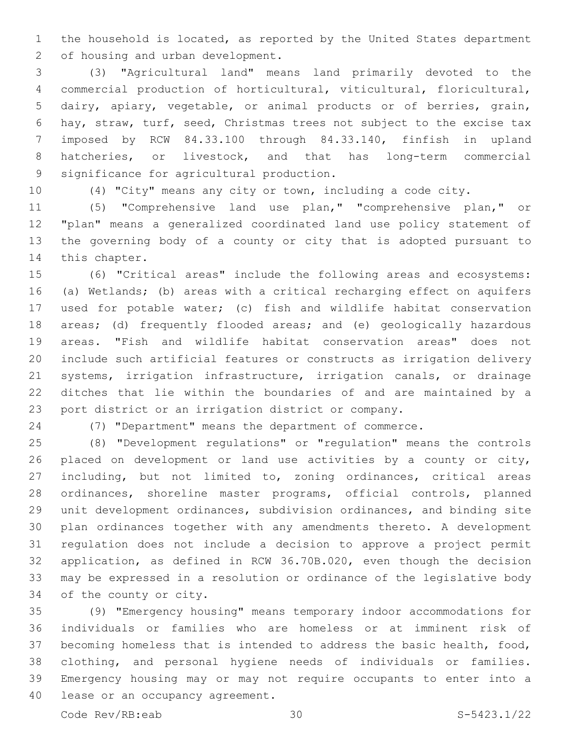the household is located, as reported by the United States department of housing and urban development.

(3) "Agricultural land" means land primarily devoted to the commercial production of horticultural, viticultural, floricultural, dairy, apiary, vegetable, or animal products or of berries, grain, hay, straw, turf, seed, Christmas trees not subject to the excise tax imposed by RCW 84.33.100 through 84.33.140, finfish in upland hatcheries, or livestock, and that has long-term commercial significance for agricultural production.

(4) "City" means any city or town, including a code city.

(5) "Comprehensive land use plan," "comprehensive plan," or "plan" means a generalized coordinated land use policy statement of the governing body of a county or city that is adopted pursuant to this chapter.

(6) "Critical areas" include the following areas and ecosystems: (a) Wetlands; (b) areas with a critical recharging effect on aquifers used for potable water; (c) fish and wildlife habitat conservation areas; (d) frequently flooded areas; and (e) geologically hazardous areas. "Fish and wildlife habitat conservation areas" does not include such artificial features or constructs as irrigation delivery systems, irrigation infrastructure, irrigation canals, or drainage ditches that lie within the boundaries of and are maintained by a port district or an irrigation district or company.

(7) "Department" means the department of commerce.

(8) "Development regulations" or "regulation" means the controls placed on development or land use activities by a county or city, including, but not limited to, zoning ordinances, critical areas ordinances, shoreline master programs, official controls, planned unit development ordinances, subdivision ordinances, and binding site plan ordinances together with any amendments thereto. A development regulation does not include a decision to approve a project permit application, as defined in RCW 36.70B.020, even though the decision may be expressed in a resolution or ordinance of the legislative body of the county or city.

(9) "Emergency housing" means temporary indoor accommodations for individuals or families who are homeless or at imminent risk of becoming homeless that is intended to address the basic health, food, clothing, and personal hygiene needs of individuals or families. Emergency housing may or may not require occupants to enter into a lease or an occupancy agreement.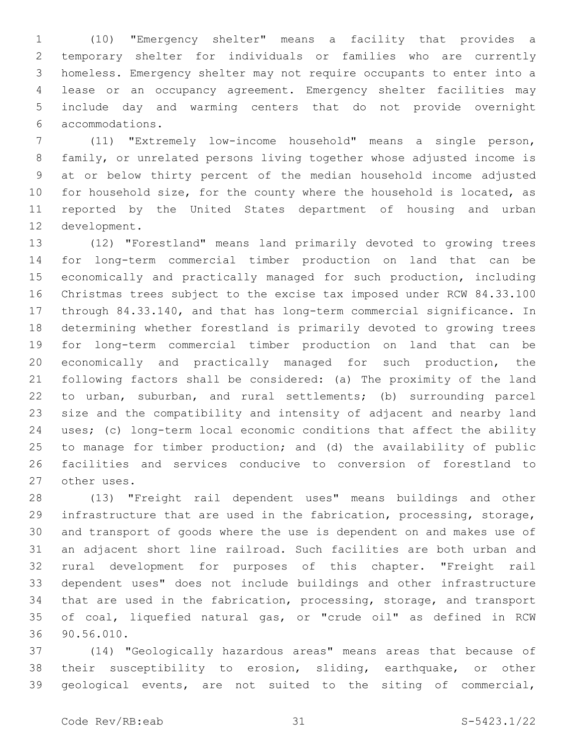(10) "Emergency shelter" means a facility that provides a temporary shelter for individuals or families who are currently homeless. Emergency shelter may not require occupants to enter into a lease or an occupancy agreement. Emergency shelter facilities may include day and warming centers that do not provide overnight accommodations.

(11) "Extremely low-income household" means a single person, family, or unrelated persons living together whose adjusted income is at or below thirty percent of the median household income adjusted for household size, for the county where the household is located, as reported by the United States department of housing and urban development.

(12) "Forestland" means land primarily devoted to growing trees for long-term commercial timber production on land that can be economically and practically managed for such production, including Christmas trees subject to the excise tax imposed under RCW 84.33.100 through 84.33.140, and that has long-term commercial significance. In determining whether forestland is primarily devoted to growing trees for long-term commercial timber production on land that can be economically and practically managed for such production, the following factors shall be considered: (a) The proximity of the land to urban, suburban, and rural settlements; (b) surrounding parcel size and the compatibility and intensity of adjacent and nearby land uses; (c) long-term local economic conditions that affect the ability to manage for timber production; and (d) the availability of public facilities and services conducive to conversion of forestland to other uses.

(13) "Freight rail dependent uses" means buildings and other infrastructure that are used in the fabrication, processing, storage, and transport of goods where the use is dependent on and makes use of an adjacent short line railroad. Such facilities are both urban and rural development for purposes of this chapter. "Freight rail dependent uses" does not include buildings and other infrastructure that are used in the fabrication, processing, storage, and transport of coal, liquefied natural gas, or "crude oil" as defined in RCW 90.56.010.

(14) "Geologically hazardous areas" means areas that because of their susceptibility to erosion, sliding, earthquake, or other geological events, are not suited to the siting of commercial,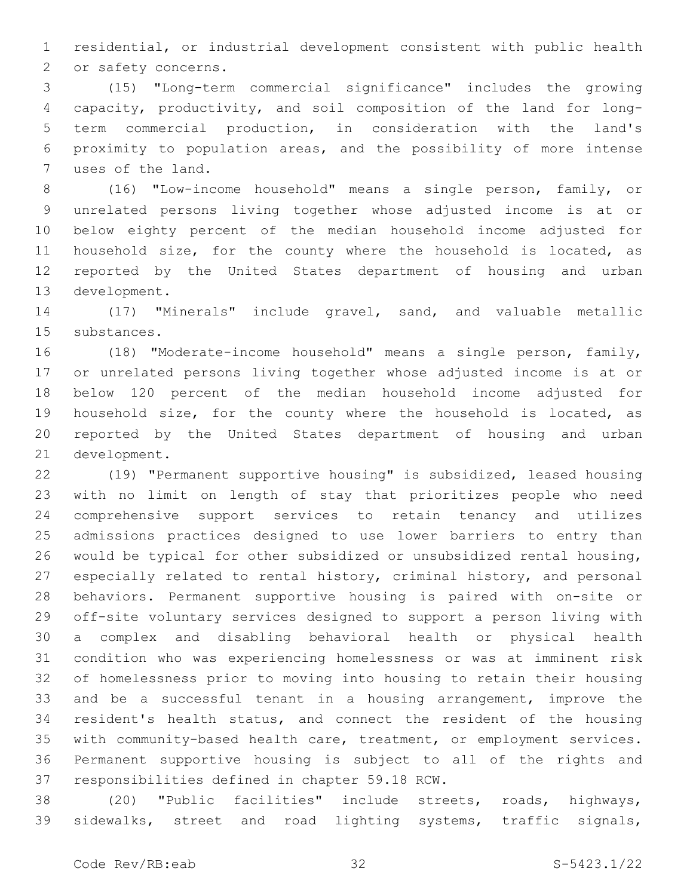residential, or industrial development consistent with public health or safety concerns.

(15) "Long-term commercial significance" includes the growing capacity, productivity, and soil composition of the land for long-term commercial production, in consideration with the land's proximity to population areas, and the possibility of more intense uses of the land.

(16) "Low-income household" means a single person, family, or unrelated persons living together whose adjusted income is at or below eighty percent of the median household income adjusted for household size, for the county where the household is located, as reported by the United States department of housing and urban development.

(17) "Minerals" include gravel, sand, and valuable metallic substances.

(18) "Moderate-income household" means a single person, family, or unrelated persons living together whose adjusted income is at or below 120 percent of the median household income adjusted for household size, for the county where the household is located, as reported by the United States department of housing and urban development.

(19) "Permanent supportive housing" is subsidized, leased housing with no limit on length of stay that prioritizes people who need comprehensive support services to retain tenancy and utilizes admissions practices designed to use lower barriers to entry than would be typical for other subsidized or unsubsidized rental housing, especially related to rental history, criminal history, and personal behaviors. Permanent supportive housing is paired with on-site or off-site voluntary services designed to support a person living with a complex and disabling behavioral health or physical health condition who was experiencing homelessness or was at imminent risk of homelessness prior to moving into housing to retain their housing and be a successful tenant in a housing arrangement, improve the resident's health status, and connect the resident of the housing with community-based health care, treatment, or employment services. Permanent supportive housing is subject to all of the rights and responsibilities defined in chapter 59.18 RCW.

(20) "Public facilities" include streets, roads, highways, sidewalks, street and road lighting systems, traffic signals,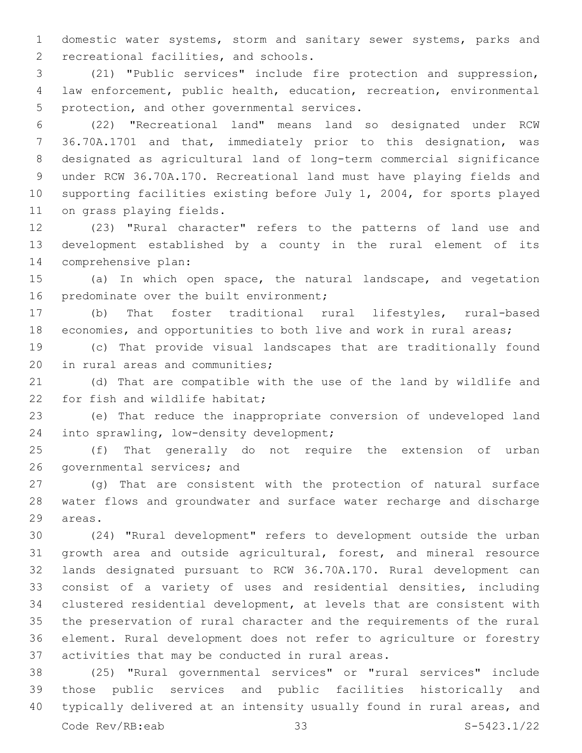domestic water systems, storm and sanitary sewer systems, parks and recreational facilities, and schools.

(21) "Public services" include fire protection and suppression, law enforcement, public health, education, recreation, environmental protection, and other governmental services.

(22) "Recreational land" means land so designated under RCW 36.70A.1701 and that, immediately prior to this designation, was designated as agricultural land of long-term commercial significance under RCW 36.70A.170. Recreational land must have playing fields and supporting facilities existing before July 1, 2004, for sports played on grass playing fields.

(23) "Rural character" refers to the patterns of land use and development established by a county in the rural element of its comprehensive plan:

(a) In which open space, the natural landscape, and vegetation predominate over the built environment;

(b) That foster traditional rural lifestyles, rural-based economies, and opportunities to both live and work in rural areas;

(c) That provide visual landscapes that are traditionally found in rural areas and communities;

(d) That are compatible with the use of the land by wildlife and for fish and wildlife habitat;

(e) That reduce the inappropriate conversion of undeveloped land into sprawling, low-density development;

(f) That generally do not require the extension of urban governmental services; and

(g) That are consistent with the protection of natural surface water flows and groundwater and surface water recharge and discharge areas.

(24) "Rural development" refers to development outside the urban growth area and outside agricultural, forest, and mineral resource lands designated pursuant to RCW 36.70A.170. Rural development can consist of a variety of uses and residential densities, including clustered residential development, at levels that are consistent with the preservation of rural character and the requirements of the rural element. Rural development does not refer to agriculture or forestry activities that may be conducted in rural areas.

(25) "Rural governmental services" or "rural services" include those public services and public facilities historically and typically delivered at an intensity usually found in rural areas, and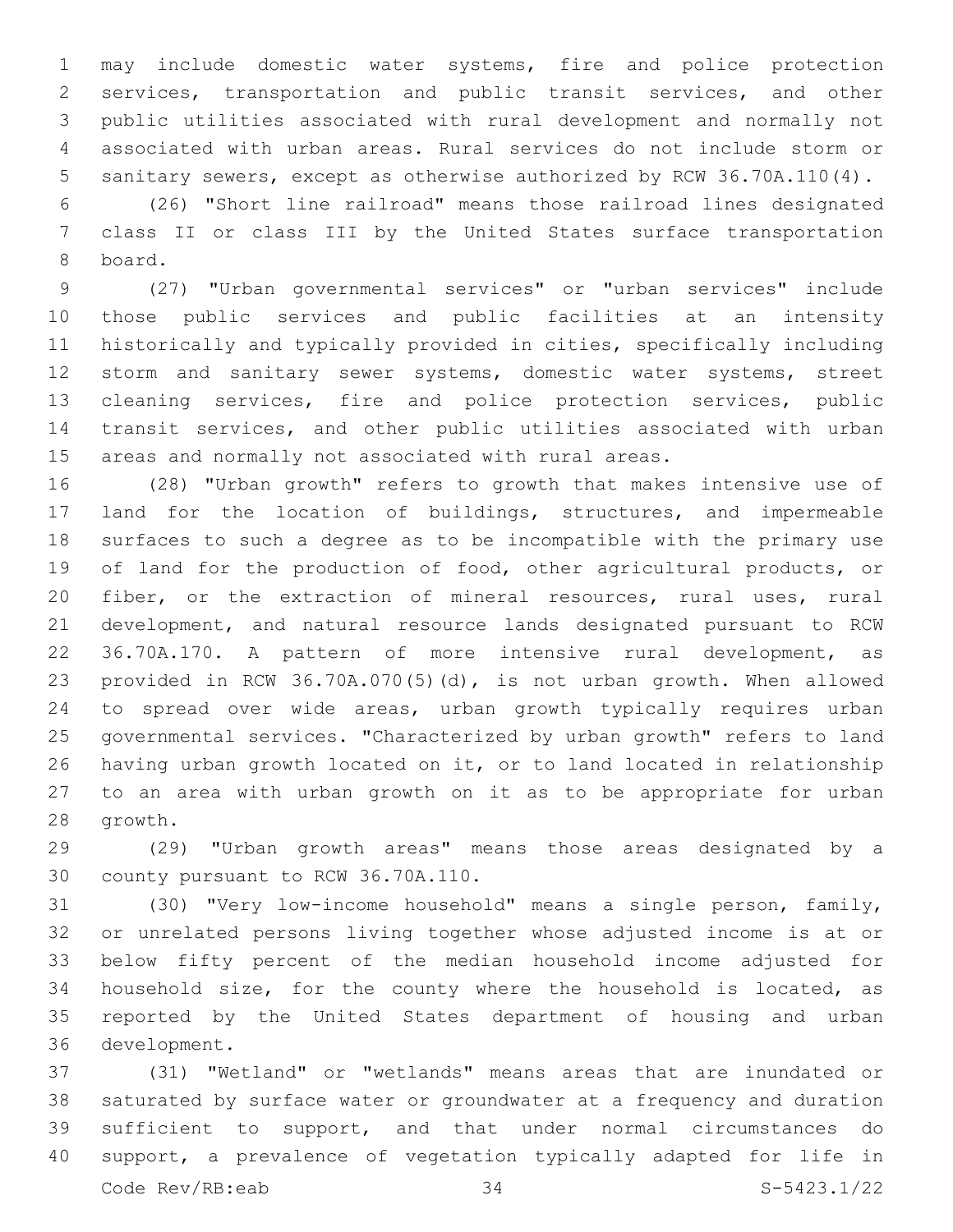may include domestic water systems, fire and police protection services, transportation and public transit services, and other public utilities associated with rural development and normally not associated with urban areas. Rural services do not include storm or sanitary sewers, except as otherwise authorized by RCW 36.70A.110(4).

(26) "Short line railroad" means those railroad lines designated class II or class III by the United States surface transportation board.

(27) "Urban governmental services" or "urban services" include those public services and public facilities at an intensity historically and typically provided in cities, specifically including storm and sanitary sewer systems, domestic water systems, street cleaning services, fire and police protection services, public transit services, and other public utilities associated with urban areas and normally not associated with rural areas.

(28) "Urban growth" refers to growth that makes intensive use of land for the location of buildings, structures, and impermeable surfaces to such a degree as to be incompatible with the primary use of land for the production of food, other agricultural products, or fiber, or the extraction of mineral resources, rural uses, rural development, and natural resource lands designated pursuant to RCW 36.70A.170. A pattern of more intensive rural development, as provided in RCW 36.70A.070(5)(d), is not urban growth. When allowed to spread over wide areas, urban growth typically requires urban governmental services. "Characterized by urban growth" refers to land having urban growth located on it, or to land located in relationship to an area with urban growth on it as to be appropriate for urban growth.

(29) "Urban growth areas" means those areas designated by a county pursuant to RCW 36.70A.110.

(30) "Very low-income household" means a single person, family, or unrelated persons living together whose adjusted income is at or below fifty percent of the median household income adjusted for household size, for the county where the household is located, as reported by the United States department of housing and urban development.

(31) "Wetland" or "wetlands" means areas that are inundated or saturated by surface water or groundwater at a frequency and duration sufficient to support, and that under normal circumstances do support, a prevalence of vegetation typically adapted for life in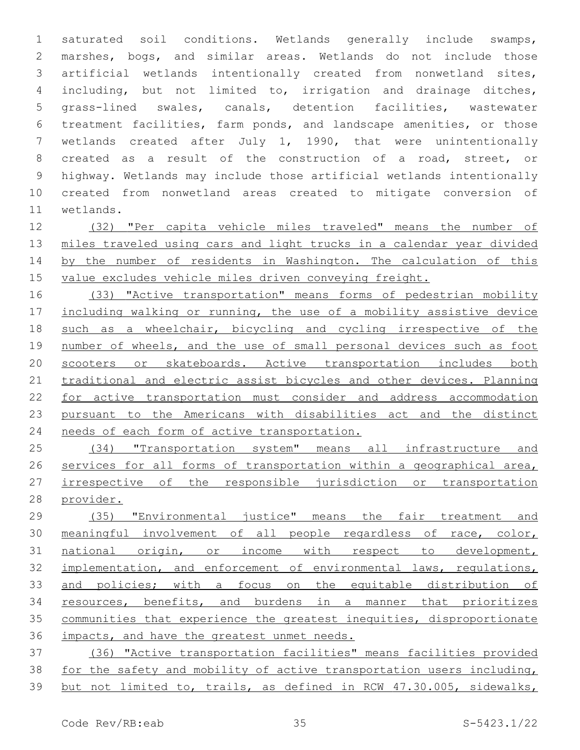saturated soil conditions. Wetlands generally include swamps, marshes, bogs, and similar areas. Wetlands do not include those artificial wetlands intentionally created from nonwetland sites, including, but not limited to, irrigation and drainage ditches, grass-lined swales, canals, detention facilities, wastewater treatment facilities, farm ponds, and landscape amenities, or those wetlands created after July 1, 1990, that were unintentionally created as a result of the construction of a road, street, or highway. Wetlands may include those artificial wetlands intentionally created from nonwetland areas created to mitigate conversion of wetlands.

(32) "Per capita vehicle miles traveled" means the number of miles traveled using cars and light trucks in a calendar year divided by the number of residents in Washington. The calculation of this value excludes vehicle miles driven conveying freight.

(33) "Active transportation" means forms of pedestrian mobility including walking or running, the use of a mobility assistive device such as a wheelchair, bicycling and cycling irrespective of the number of wheels, and the use of small personal devices such as foot scooters or skateboards. Active transportation includes both traditional and electric assist bicycles and other devices. Planning for active transportation must consider and address accommodation pursuant to the Americans with disabilities act and the distinct needs of each form of active transportation.

(34) "Transportation system" means all infrastructure and services for all forms of transportation within a geographical area, irrespective of the responsible jurisdiction or transportation provider.

(35) "Environmental justice" means the fair treatment and meaningful involvement of all people regardless of race, color, national origin, or income with respect to development, implementation, and enforcement of environmental laws, regulations, and policies; with a focus on the equitable distribution of resources, benefits, and burdens in a manner that prioritizes communities that experience the greatest inequities, disproportionate impacts, and have the greatest unmet needs.

(36) "Active transportation facilities" means facilities provided for the safety and mobility of active transportation users including, but not limited to, trails, as defined in RCW 47.30.005, sidewalks,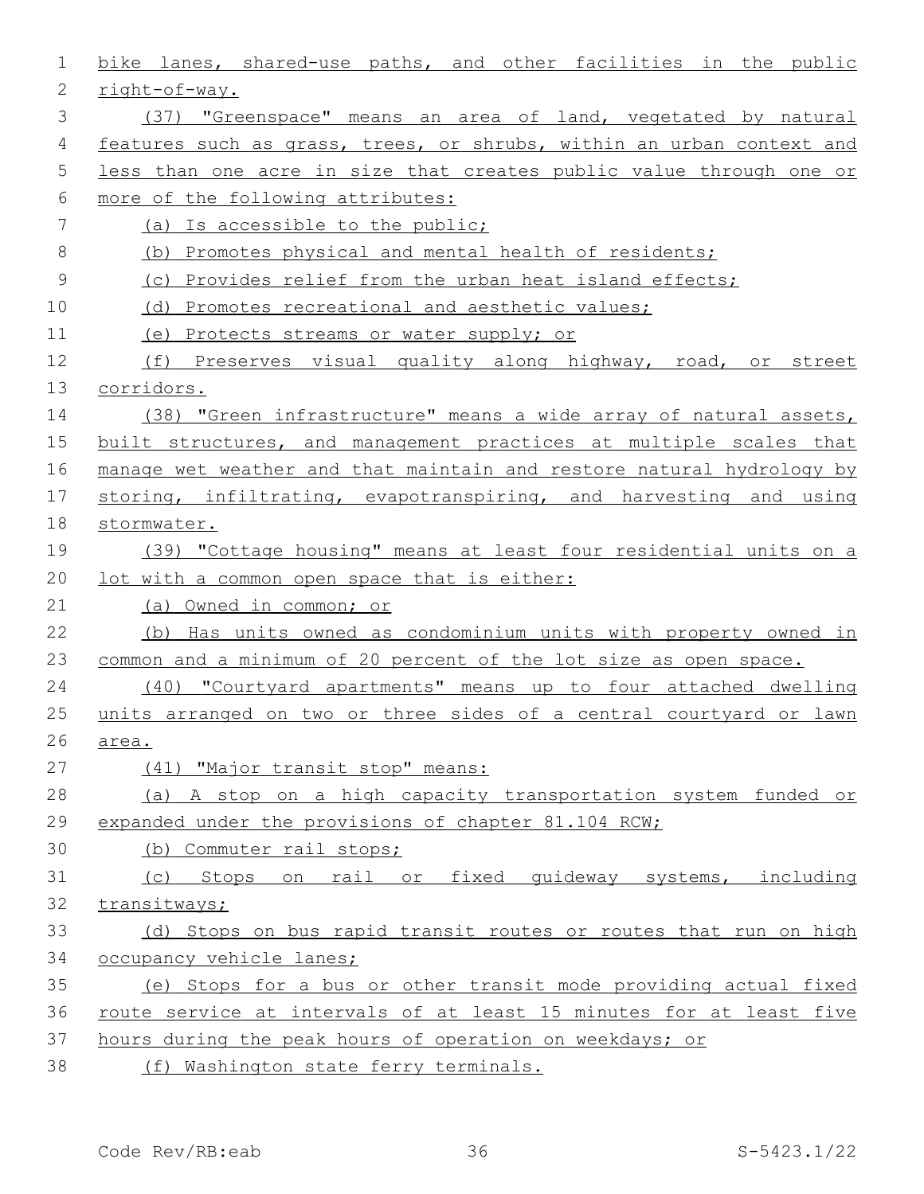bike lanes, shared-use paths, and other facilities in the public right-of-way.

(37) "Greenspace" means an area of land, vegetated by natural features such as grass, trees, or shrubs, within an urban context and less than one acre in size that creates public value through one or more of the following attributes:

(a) Is accessible to the public;

(b) Promotes physical and mental health of residents;

(c) Provides relief from the urban heat island effects;

(d) Promotes recreational and aesthetic values;

(e) Protects streams or water supply; or

(f) Preserves visual quality along highway, road, or street corridors.

(38) "Green infrastructure" means a wide array of natural assets, built structures, and management practices at multiple scales that manage wet weather and that maintain and restore natural hydrology by storing, infiltrating, evapotranspiring, and harvesting and using stormwater.

(39) "Cottage housing" means at least four residential units on a lot with a common open space that is either:

(a) Owned in common; or

(b) Has units owned as condominium units with property owned in common and a minimum of 20 percent of the lot size as open space.

(40) "Courtyard apartments" means up to four attached dwelling units arranged on two or three sides of a central courtyard or lawn area.

(41) "Major transit stop" means:

(a) A stop on a high capacity transportation system funded or expanded under the provisions of chapter 81.104 RCW;

(b) Commuter rail stops;

(c) Stops on rail or fixed guideway systems, including transitways;

(d) Stops on bus rapid transit routes or routes that run on high occupancy vehicle lanes;

(e) Stops for a bus or other transit mode providing actual fixed route service at intervals of at least 15 minutes for at least five hours during the peak hours of operation on weekdays; or

(f) Washington state ferry terminals.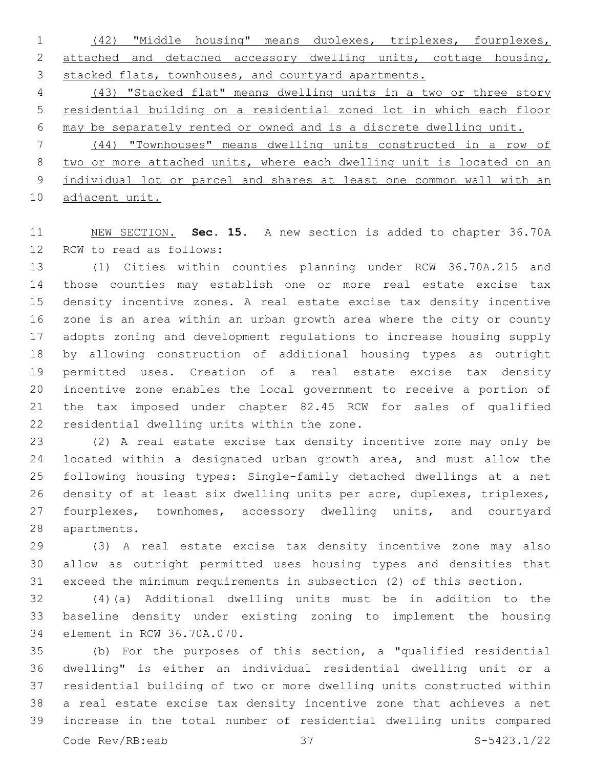(42) "Middle housing" means duplexes, triplexes, fourplexes, attached and detached accessory dwelling units, cottage housing, stacked flats, townhouses, and courtyard apartments.

(43) "Stacked flat" means dwelling units in a two or three story residential building on a residential zoned lot in which each floor may be separately rented or owned and is a discrete dwelling unit.

(44) "Townhouses" means dwelling units constructed in a row of two or more attached units, where each dwelling unit is located on an individual lot or parcel and shares at least one common wall with an adjacent unit.

NEW SECTION. **Sec. 15.** A new section is added to chapter 36.70A RCW to read as follows:

(1) Cities within counties planning under RCW 36.70A.215 and those counties may establish one or more real estate excise tax density incentive zones. A real estate excise tax density incentive zone is an area within an urban growth area where the city or county adopts zoning and development regulations to increase housing supply by allowing construction of additional housing types as outright permitted uses. Creation of a real estate excise tax density incentive zone enables the local government to receive a portion of the tax imposed under chapter 82.45 RCW for sales of qualified residential dwelling units within the zone.

(2) A real estate excise tax density incentive zone may only be located within a designated urban growth area, and must allow the following housing types: Single-family detached dwellings at a net density of at least six dwelling units per acre, duplexes, triplexes, fourplexes, townhomes, accessory dwelling units, and courtyard apartments.

(3) A real estate excise tax density incentive zone may also allow as outright permitted uses housing types and densities that exceed the minimum requirements in subsection (2) of this section.

(4)(a) Additional dwelling units must be in addition to the baseline density under existing zoning to implement the housing element in RCW 36.70A.070.

(b) For the purposes of this section, a "qualified residential dwelling" is either an individual residential dwelling unit or a residential building of two or more dwelling units constructed within a real estate excise tax density incentive zone that achieves a net increase in the total number of residential dwelling units compared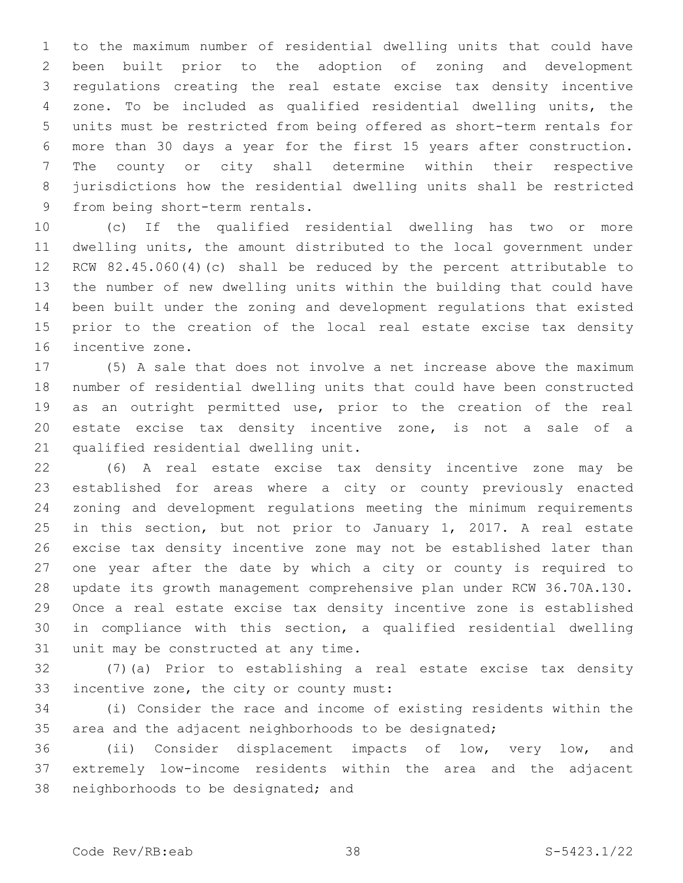to the maximum number of residential dwelling units that could have been built prior to the adoption of zoning and development regulations creating the real estate excise tax density incentive zone. To be included as qualified residential dwelling units, the units must be restricted from being offered as short-term rentals for more than 30 days a year for the first 15 years after construction. The county or city shall determine within their respective jurisdictions how the residential dwelling units shall be restricted from being short-term rentals.

(c) If the qualified residential dwelling has two or more dwelling units, the amount distributed to the local government under RCW 82.45.060(4)(c) shall be reduced by the percent attributable to the number of new dwelling units within the building that could have been built under the zoning and development regulations that existed prior to the creation of the local real estate excise tax density incentive zone.

(5) A sale that does not involve a net increase above the maximum number of residential dwelling units that could have been constructed as an outright permitted use, prior to the creation of the real estate excise tax density incentive zone, is not a sale of a qualified residential dwelling unit.

(6) A real estate excise tax density incentive zone may be established for areas where a city or county previously enacted zoning and development regulations meeting the minimum requirements in this section, but not prior to January 1, 2017. A real estate excise tax density incentive zone may not be established later than one year after the date by which a city or county is required to update its growth management comprehensive plan under RCW 36.70A.130. Once a real estate excise tax density incentive zone is established in compliance with this section, a qualified residential dwelling unit may be constructed at any time.

(7)(a) Prior to establishing a real estate excise tax density incentive zone, the city or county must:

(i) Consider the race and income of existing residents within the area and the adjacent neighborhoods to be designated;

(ii) Consider displacement impacts of low, very low, and extremely low-income residents within the area and the adjacent neighborhoods to be designated; and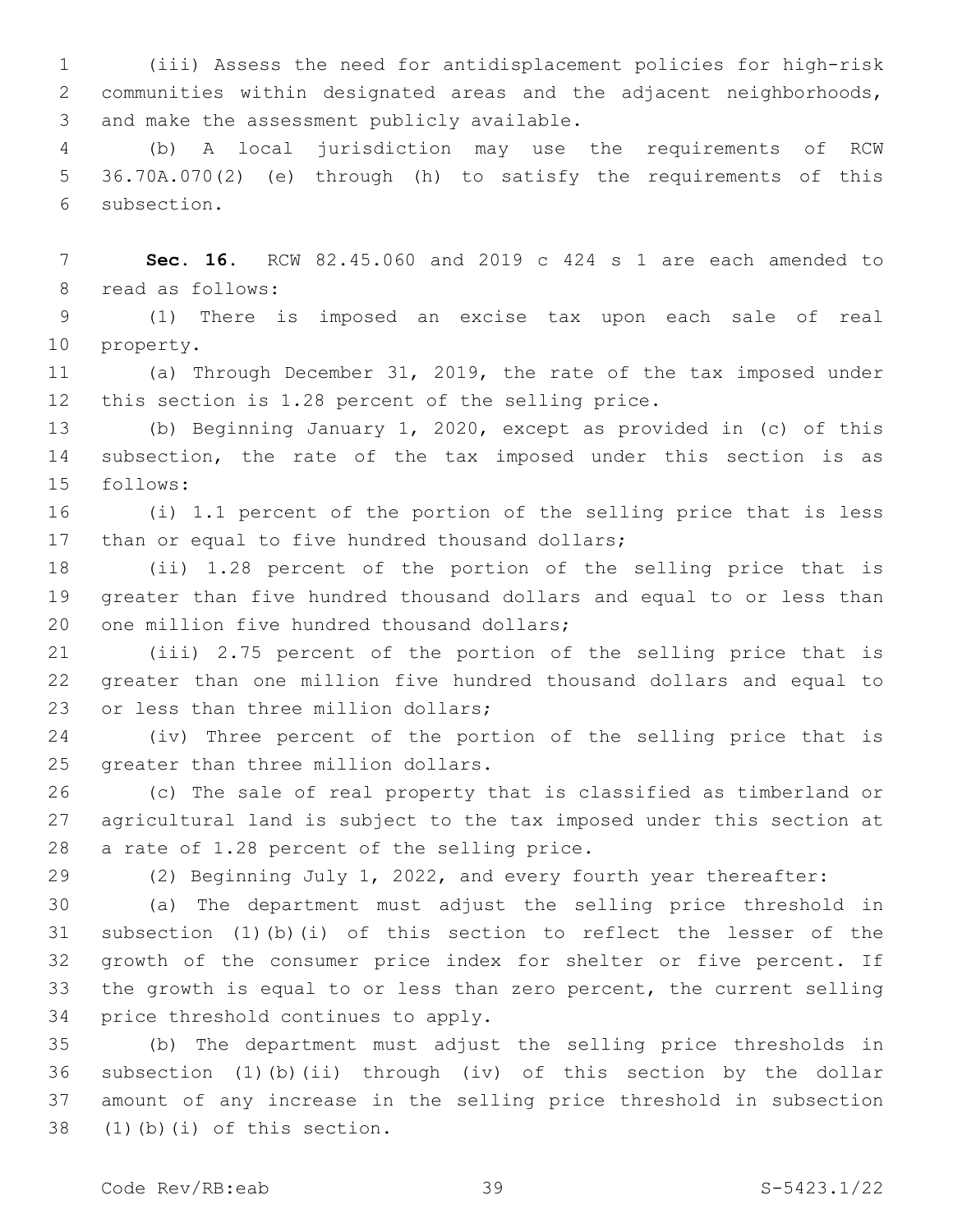(iii) Assess the need for antidisplacement policies for high-risk communities within designated areas and the adjacent neighborhoods, and make the assessment publicly available.

(b) A local jurisdiction may use the requirements of RCW 36.70A.070(2) (e) through (h) to satisfy the requirements of this subsection.

**Sec. 16.** RCW 82.45.060 and 2019 c 424 s 1 are each amended to read as follows:

(1) There is imposed an excise tax upon each sale of real property.

(a) Through December 31, 2019, the rate of the tax imposed under this section is 1.28 percent of the selling price.

(b) Beginning January 1, 2020, except as provided in (c) of this subsection, the rate of the tax imposed under this section is as follows:

(i) 1.1 percent of the portion of the selling price that is less than or equal to five hundred thousand dollars;

(ii) 1.28 percent of the portion of the selling price that is greater than five hundred thousand dollars and equal to or less than one million five hundred thousand dollars;

(iii) 2.75 percent of the portion of the selling price that is greater than one million five hundred thousand dollars and equal to or less than three million dollars;

(iv) Three percent of the portion of the selling price that is greater than three million dollars.

(c) The sale of real property that is classified as timberland or agricultural land is subject to the tax imposed under this section at a rate of 1.28 percent of the selling price.

(2) Beginning July 1, 2022, and every fourth year thereafter:

(a) The department must adjust the selling price threshold in subsection (1)(b)(i) of this section to reflect the lesser of the growth of the consumer price index for shelter or five percent. If the growth is equal to or less than zero percent, the current selling price threshold continues to apply.

(b) The department must adjust the selling price thresholds in subsection (1)(b)(ii) through (iv) of this section by the dollar amount of any increase in the selling price threshold in subsection (1)(b)(i) of this section.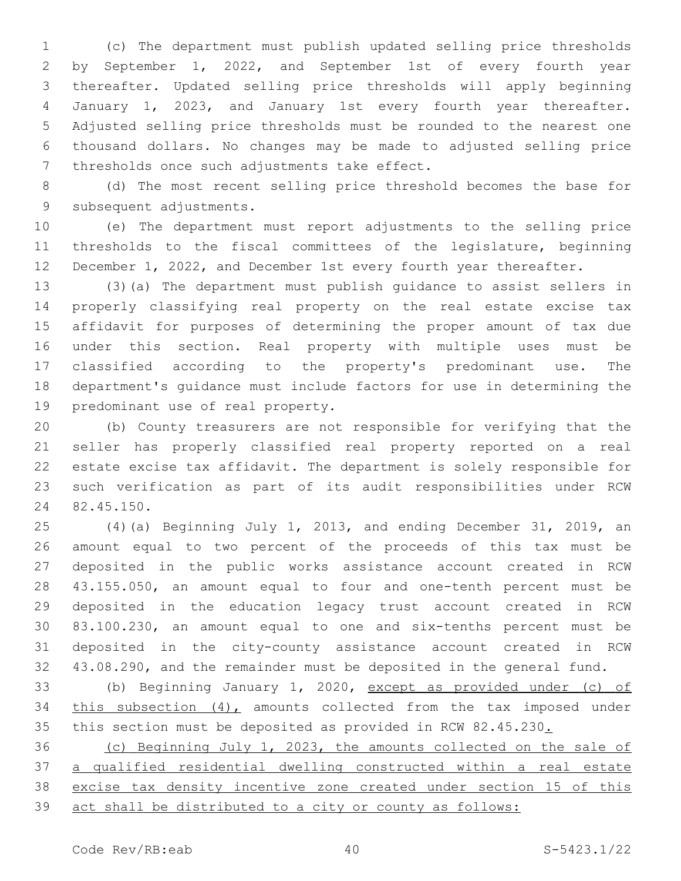(c) The department must publish updated selling price thresholds by September 1, 2022, and September 1st of every fourth year thereafter. Updated selling price thresholds will apply beginning January 1, 2023, and January 1st every fourth year thereafter. Adjusted selling price thresholds must be rounded to the nearest one thousand dollars. No changes may be made to adjusted selling price thresholds once such adjustments take effect.

(d) The most recent selling price threshold becomes the base for subsequent adjustments.

(e) The department must report adjustments to the selling price thresholds to the fiscal committees of the legislature, beginning December 1, 2022, and December 1st every fourth year thereafter.

(3)(a) The department must publish guidance to assist sellers in properly classifying real property on the real estate excise tax affidavit for purposes of determining the proper amount of tax due under this section. Real property with multiple uses must be classified according to the property's predominant use. The department's guidance must include factors for use in determining the predominant use of real property.

(b) County treasurers are not responsible for verifying that the seller has properly classified real property reported on a real estate excise tax affidavit. The department is solely responsible for such verification as part of its audit responsibilities under RCW 82.45.150.

(4)(a) Beginning July 1, 2013, and ending December 31, 2019, an amount equal to two percent of the proceeds of this tax must be deposited in the public works assistance account created in RCW 43.155.050, an amount equal to four and one-tenth percent must be deposited in the education legacy trust account created in RCW 83.100.230, an amount equal to one and six-tenths percent must be deposited in the city-county assistance account created in RCW 43.08.290, and the remainder must be deposited in the general fund.

(b) Beginning January 1, 2020, <u>except as provided under (c) of this subsection (4),</u> amounts collected from the tax imposed under this section must be deposited as provided in RCW 82.45.230<u>.</u>

<u>(c) Beginning July 1, 2023, the amounts collected on the sale of a qualified residential dwelling constructed within a real estate excise tax density incentive zone created under section 15 of this act shall be distributed to a city or county as follows:</u>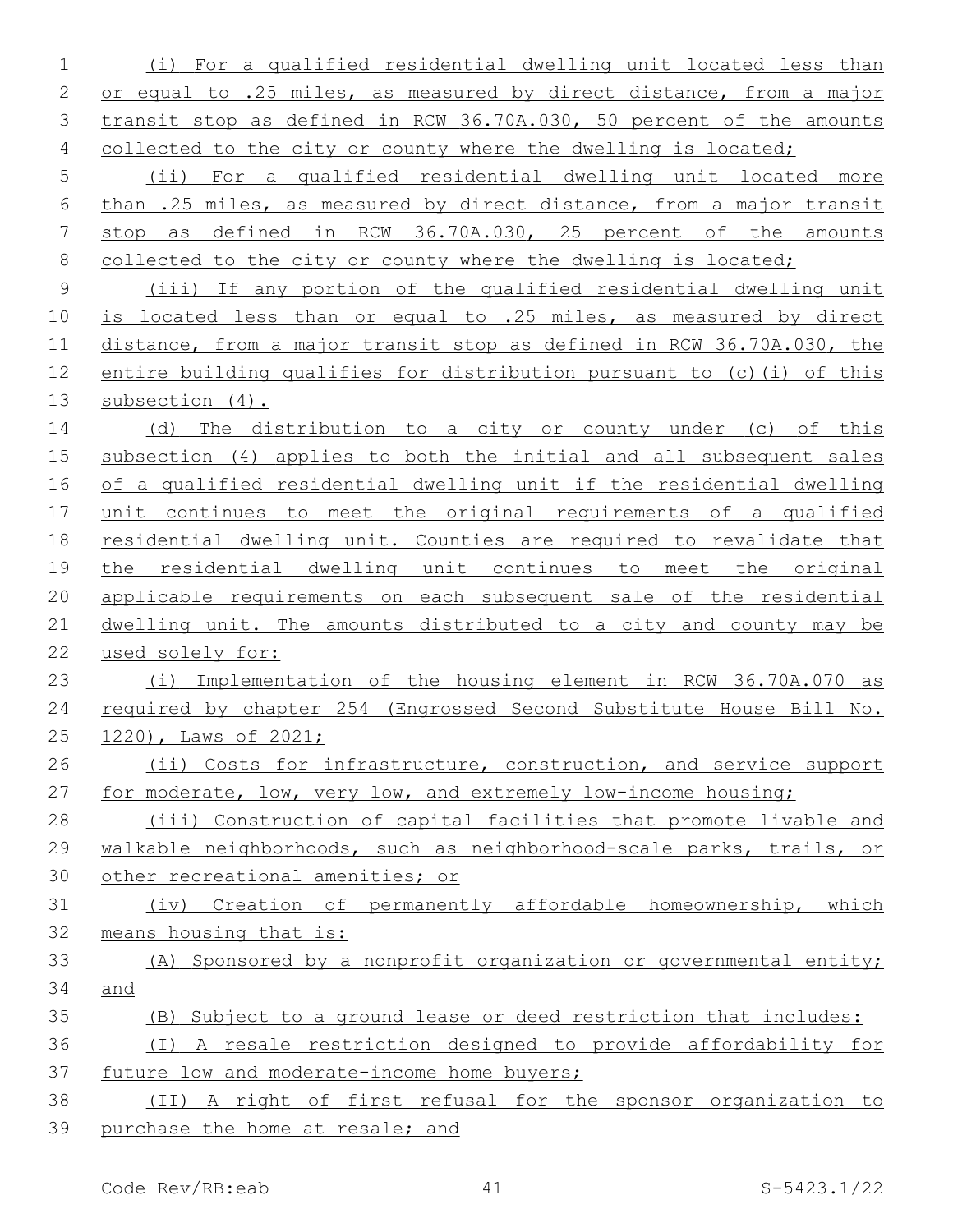(i) For a qualified residential dwelling unit located less than or equal to .25 miles, as measured by direct distance, from a major transit stop as defined in RCW 36.70A.030, 50 percent of the amounts collected to the city or county where the dwelling is located;

(ii) For a qualified residential dwelling unit located more than .25 miles, as measured by direct distance, from a major transit stop as defined in RCW 36.70A.030, 25 percent of the amounts collected to the city or county where the dwelling is located;

(iii) If any portion of the qualified residential dwelling unit is located less than or equal to .25 miles, as measured by direct distance, from a major transit stop as defined in RCW 36.70A.030, the entire building qualifies for distribution pursuant to (c)(i) of this subsection (4).

(d) The distribution to a city or county under (c) of this subsection (4) applies to both the initial and all subsequent sales of a qualified residential dwelling unit if the residential dwelling unit continues to meet the original requirements of a qualified residential dwelling unit. Counties are required to revalidate that the residential dwelling unit continues to meet the original applicable requirements on each subsequent sale of the residential dwelling unit. The amounts distributed to a city and county may be used solely for:

(i) Implementation of the housing element in RCW 36.70A.070 as required by chapter 254 (Engrossed Second Substitute House Bill No. 1220), Laws of 2021;

(ii) Costs for infrastructure, construction, and service support for moderate, low, very low, and extremely low-income housing;

(iii) Construction of capital facilities that promote livable and walkable neighborhoods, such as neighborhood-scale parks, trails, or other recreational amenities; or

(iv) Creation of permanently affordable homeownership, which means housing that is:

(A) Sponsored by a nonprofit organization or governmental entity; and

(B) Subject to a ground lease or deed restriction that includes:

(I) A resale restriction designed to provide affordability for future low and moderate-income home buyers;

(II) A right of first refusal for the sponsor organization to purchase the home at resale; and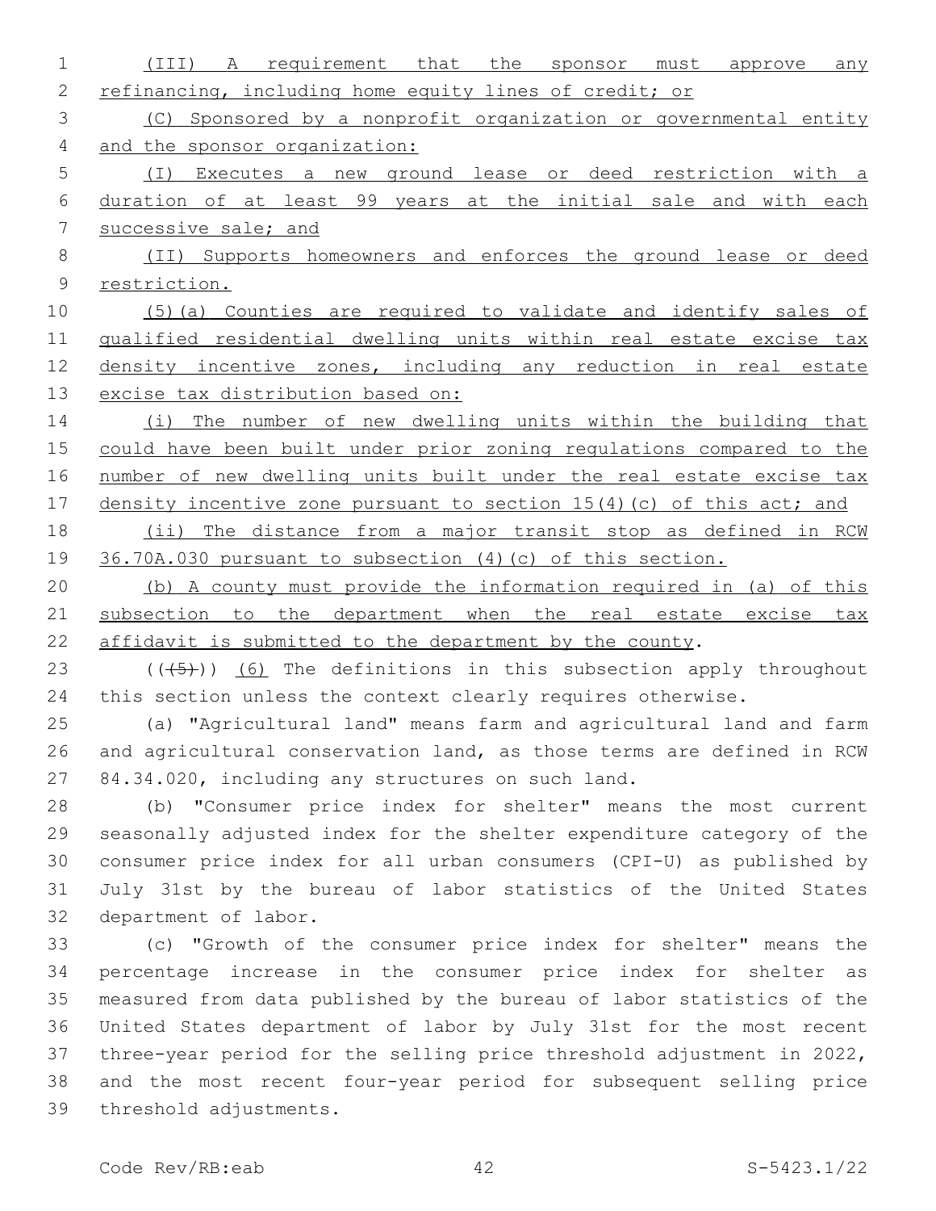(III) A requirement that the sponsor must approve any refinancing, including home equity lines of credit; or

(C) Sponsored by a nonprofit organization or governmental entity and the sponsor organization:

(I) Executes a new ground lease or deed restriction with a duration of at least 99 years at the initial sale and with each successive sale; and

(II) Supports homeowners and enforces the ground lease or deed restriction.

(5)(a) Counties are required to validate and identify sales of qualified residential dwelling units within real estate excise tax density incentive zones, including any reduction in real estate excise tax distribution based on:

(i) The number of new dwelling units within the building that could have been built under prior zoning regulations compared to the number of new dwelling units built under the real estate excise tax density incentive zone pursuant to section 15(4)(c) of this act; and

(ii) The distance from a major transit stop as defined in RCW 36.70A.030 pursuant to subsection (4)(c) of this section.

(b) A county must provide the information required in (a) of this subsection to the department when the real estate excise tax affidavit is submitted to the department by the county.

~~((5))~~ (6) The definitions in this subsection apply throughout this section unless the context clearly requires otherwise.

(a) "Agricultural land" means farm and agricultural land and farm and agricultural conservation land, as those terms are defined in RCW 84.34.020, including any structures on such land.

(b) "Consumer price index for shelter" means the most current seasonally adjusted index for the shelter expenditure category of the consumer price index for all urban consumers (CPI-U) as published by July 31st by the bureau of labor statistics of the United States department of labor.

(c) "Growth of the consumer price index for shelter" means the percentage increase in the consumer price index for shelter as measured from data published by the bureau of labor statistics of the United States department of labor by July 31st for the most recent three-year period for the selling price threshold adjustment in 2022, and the most recent four-year period for subsequent selling price threshold adjustments.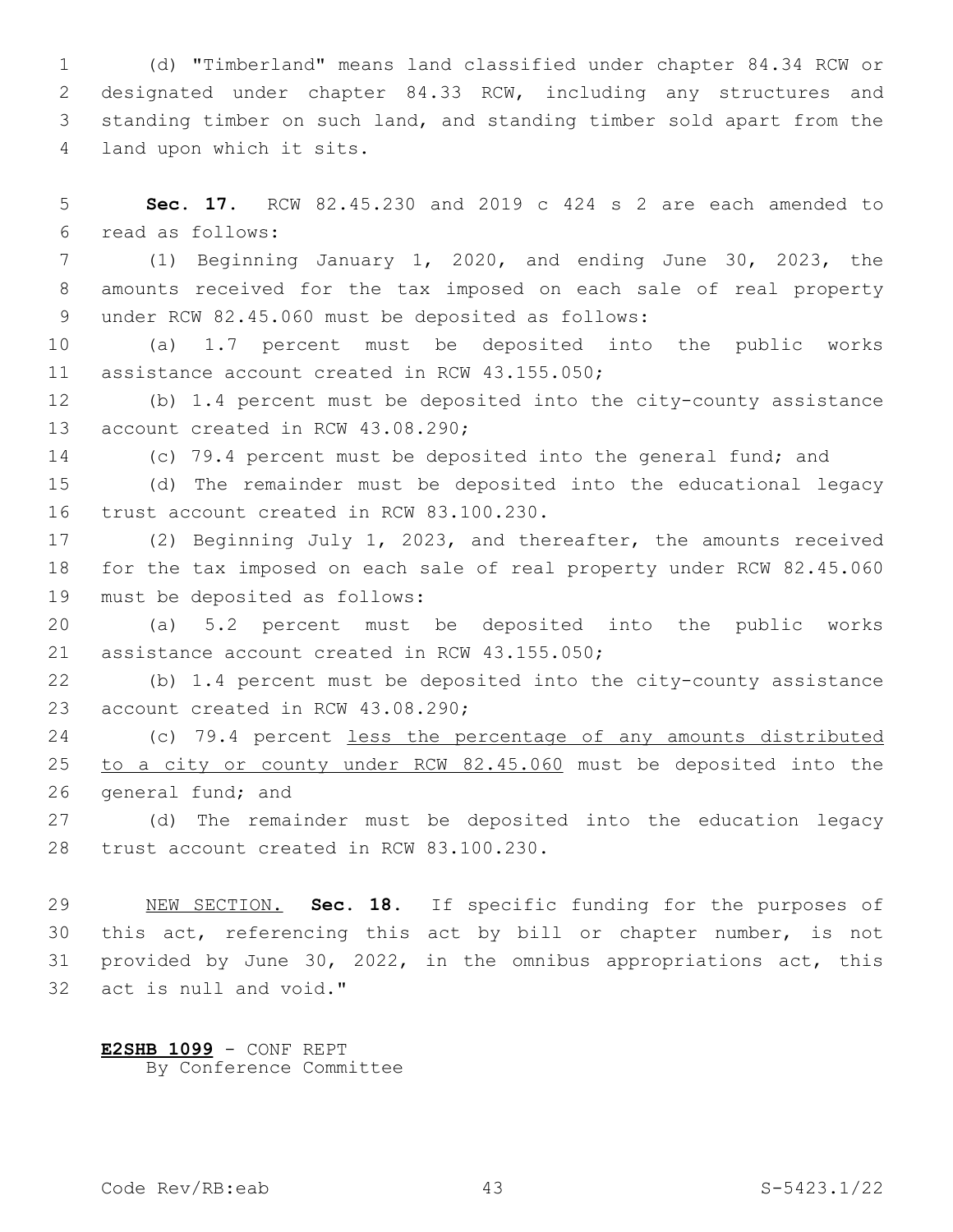(d) "Timberland" means land classified under chapter 84.34 RCW or designated under chapter 84.33 RCW, including any structures and standing timber on such land, and standing timber sold apart from the land upon which it sits.

**Sec. 17.** RCW 82.45.230 and 2019 c 424 s 2 are each amended to read as follows:

(1) Beginning January 1, 2020, and ending June 30, 2023, the amounts received for the tax imposed on each sale of real property under RCW 82.45.060 must be deposited as follows:

(a) 1.7 percent must be deposited into the public works assistance account created in RCW 43.155.050;

(b) 1.4 percent must be deposited into the city-county assistance account created in RCW 43.08.290;

(c) 79.4 percent must be deposited into the general fund; and

(d) The remainder must be deposited into the educational legacy trust account created in RCW 83.100.230.

(2) Beginning July 1, 2023, and thereafter, the amounts received for the tax imposed on each sale of real property under RCW 82.45.060 must be deposited as follows:

(a) 5.2 percent must be deposited into the public works assistance account created in RCW 43.155.050;

(b) 1.4 percent must be deposited into the city-county assistance account created in RCW 43.08.290;

(c) 79.4 percent <u>less the percentage of any amounts distributed to a city or county under RCW 82.45.060</u> must be deposited into the general fund; and

(d) The remainder must be deposited into the education legacy trust account created in RCW 83.100.230.

<u>NEW SECTION.</u> **Sec. 18.** If specific funding for the purposes of this act, referencing this act by bill or chapter number, is not provided by June 30, 2022, in the omnibus appropriations act, this act is null and void."

**<u>E2SHB 1099</u>** - CONF REPT
By Conference Committee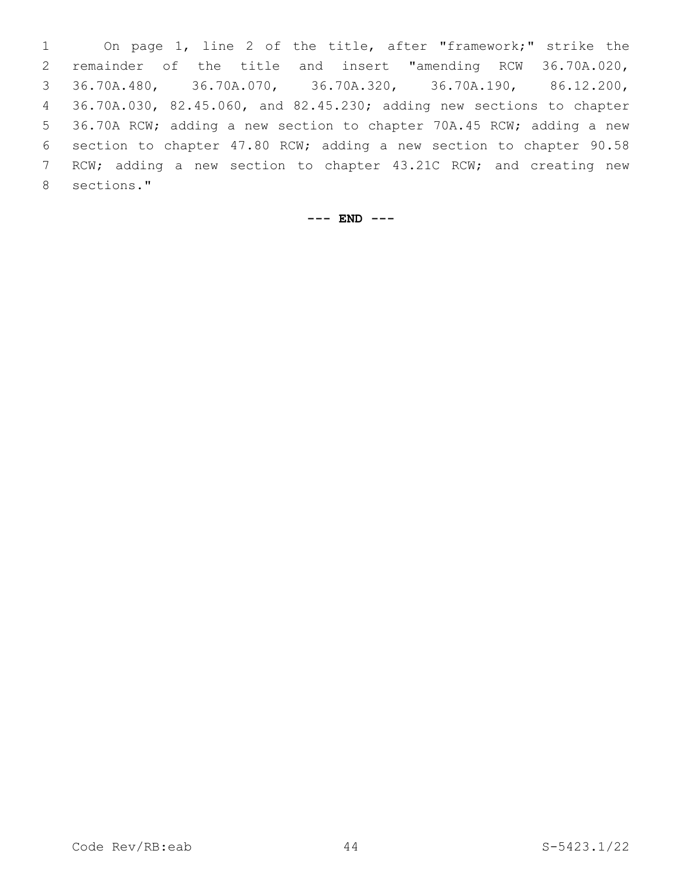On page 1, line 2 of the title, after "framework;" strike the remainder of the title and insert "amending RCW 36.70A.020, 36.70A.480, 36.70A.070, 36.70A.320, 36.70A.190, 86.12.200, 36.70A.030, 82.45.060, and 82.45.230; adding new sections to chapter 36.70A RCW; adding a new section to chapter 70A.45 RCW; adding a new section to chapter 47.80 RCW; adding a new section to chapter 90.58 RCW; adding a new section to chapter 43.21C RCW; and creating new sections."

**--- END ---**

Code Rev/RB:eab S-5423.1/22